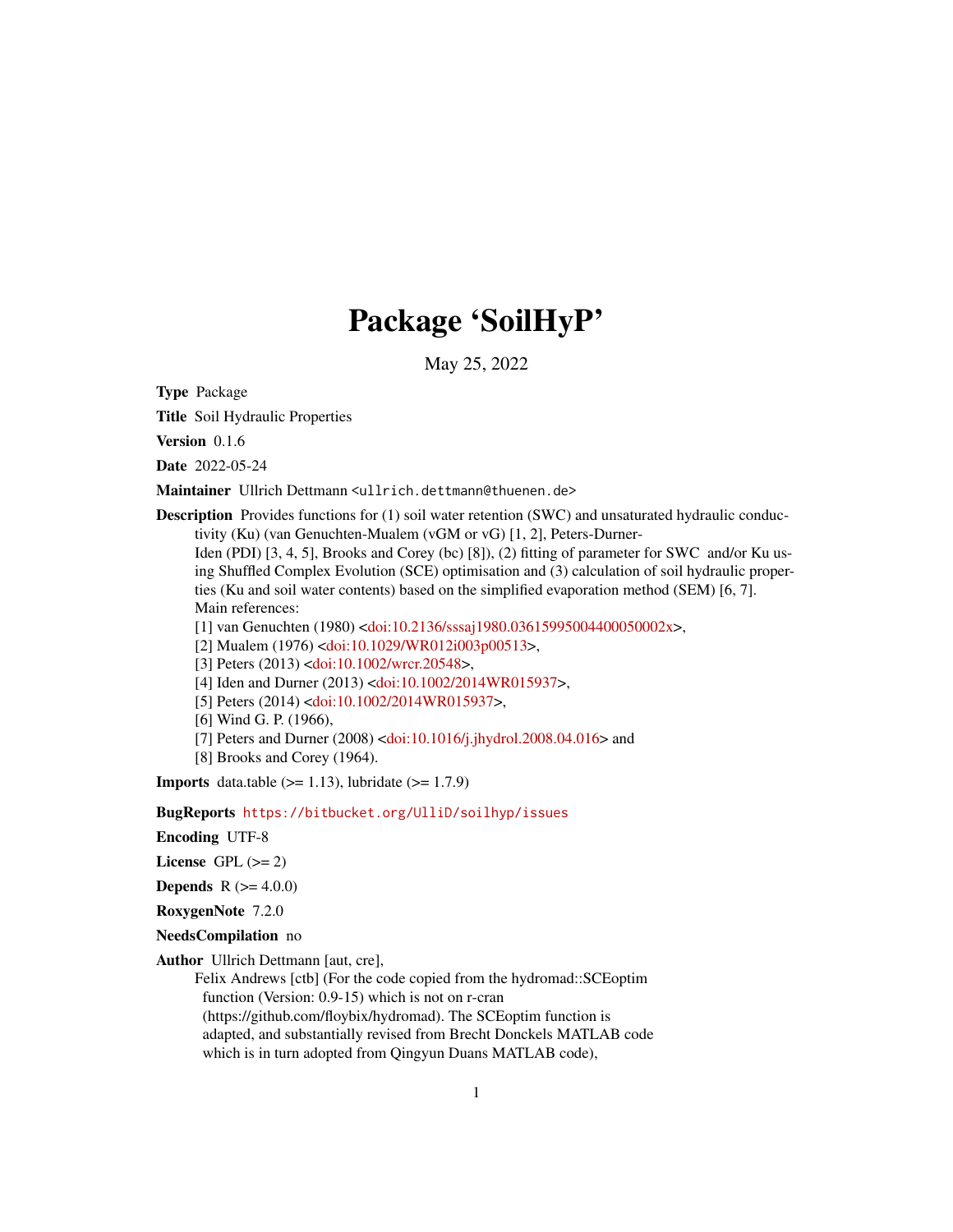# Package 'SoilHyP'

May 25, 2022

**Type** Package

**Title** Soil Hydraulic Properties

**Version** 0.1.6

**Date** 2022-05-24

**Maintainer** Ullrich Dettmann <ullrich.dettmann@thuenen.de>

**Description** Provides functions for (1) soil water retention (SWC) and unsaturated hydraulic conductivity (Ku) (van Genuchten-Mualem (vGM or vG) [1, 2], Peters-Durner-Iden (PDI) [3, 4, 5], Brooks and Corey (bc) [8]), (2) fitting of parameter for SWC and/or Ku using Shuffled Complex Evolution (SCE) optimisation and (3) calculation of soil hydraulic properties (Ku and soil water contents) based on the simplified evaporation method (SEM) [6, 7].
Main references:
[1] van Genuchten (1980) <doi:10.2136/sssaj1980.03615995004400050002x>,
[2] Mualem (1976) <doi:10.1029/WR012i003p00513>,
[3] Peters (2013) <doi:10.1002/wrcr.20548>,
[4] Iden and Durner (2013) <doi:10.1002/2014WR015937>,
[5] Peters (2014) <doi:10.1002/2014WR015937>,
[6] Wind G. P. (1966),
[7] Peters and Durner (2008) <doi:10.1016/j.jhydrol.2008.04.016> and
[8] Brooks and Corey (1964).

**Imports** data.table (>= 1.13), lubridate (>= 1.7.9)

**BugReports** https://bitbucket.org/UlliD/soilhyp/issues

**Encoding** UTF-8

**License** GPL (>= 2)

**Depends** R (>= 4.0.0)

**RoxygenNote** 7.2.0

**NeedsCompilation** no

**Author** Ullrich Dettmann [aut, cre],
Felix Andrews [ctb] (For the code copied from the hydromad::SCEoptim function (Version: 0.9-15) which is not on r-cran (https://github.com/floybix/hydromad). The SCEoptim function is adapted, and substantially revised from Brecht Donckels MATLAB code which is in turn adopted from Qingyun Duans MATLAB code),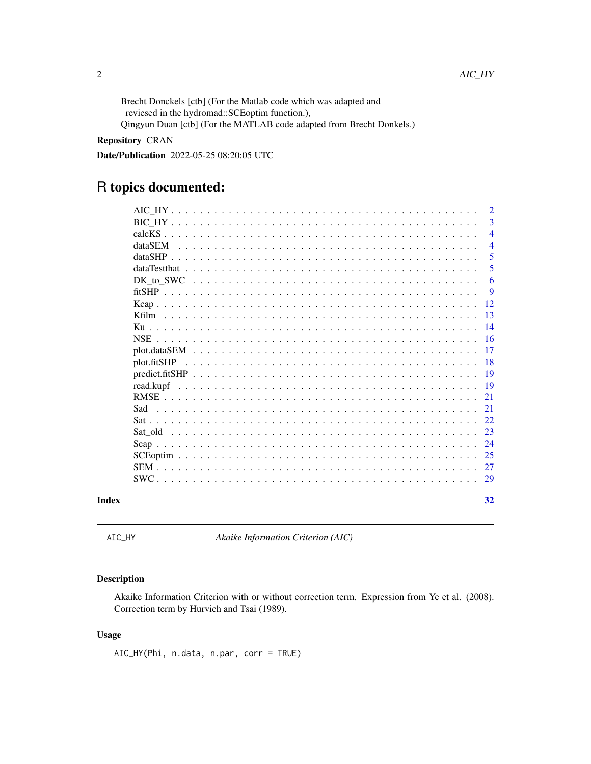Brecht Donckels [ctb] (For the Matlab code which was adapted and reviesed in the hydromad::SCEoptim function.),
Qingyun Duan [ctb] (For the MATLAB code adapted from Brecht Donkels.)

**Repository** CRAN

**Date/Publication** 2022-05-25 08:20:05 UTC

# R topics documented:

| | |
|---|---|
| AIC_HY | 2 |
| BIC_HY | 3 |
| calcKS | 4 |
| dataSEM | 4 |
| dataSHP | 5 |
| dataTestthat | 5 |
| DK_to_SWC | 6 |
| fitSHP | 9 |
| Kcap | 12 |
| Kfilm | 13 |
| Ku | 14 |
| NSE | 16 |
| plot.dataSEM | 17 |
| plot.fitSHP | 18 |
| predict.fitSHP | 19 |
| read.kupf | 19 |
| RMSE | 21 |
| Sad | 21 |
| Sat | 22 |
| Sat_old | 23 |
| Scap | 24 |
| SCEoptim | 25 |
| SEM | 27 |
| SWC | 29 |

**Index** 32

---

## AIC_HY — *Akaike Information Criterion (AIC)*

### Description

Akaike Information Criterion with or without correction term. Expression from Ye et al. (2008). Correction term by Hurvich and Tsai (1989).

### Usage

```
AIC_HY(Phi, n.data, n.par, corr = TRUE)
```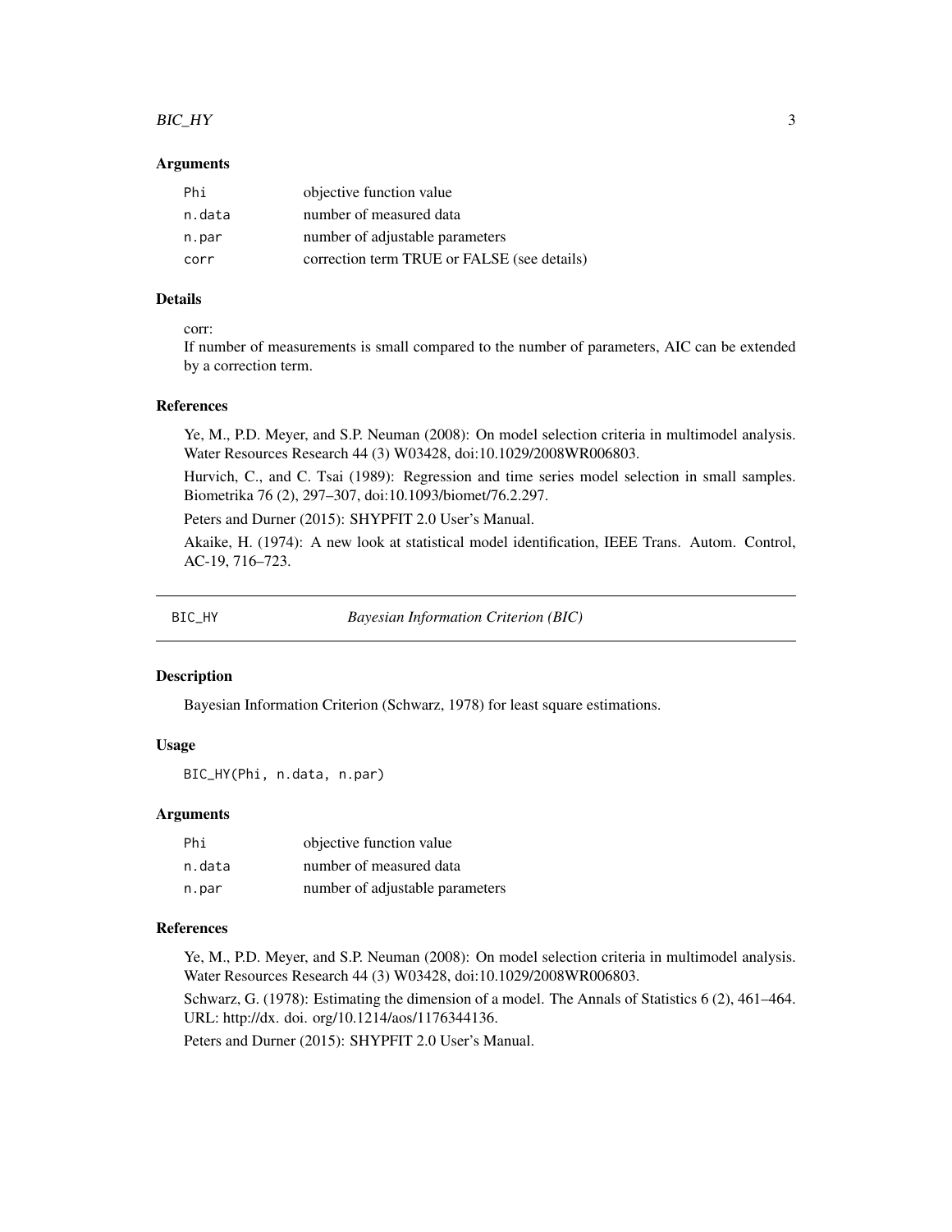### Arguments

| | |
|---|---|
| Phi | objective function value |
| n.data | number of measured data |
| n.par | number of adjustable parameters |
| corr | correction term TRUE or FALSE (see details) |

### Details

corr:
If number of measurements is small compared to the number of parameters, AIC can be extended by a correction term.

### References

Ye, M., P.D. Meyer, and S.P. Neuman (2008): On model selection criteria in multimodel analysis. Water Resources Research 44 (3) W03428, doi:10.1029/2008WR006803.

Hurvich, C., and C. Tsai (1989): Regression and time series model selection in small samples. Biometrika 76 (2), 297–307, doi:10.1093/biomet/76.2.297.

Peters and Durner (2015): SHYPFIT 2.0 User's Manual.

Akaike, H. (1974): A new look at statistical model identification, IEEE Trans. Autom. Control, AC-19, 716–723.

---

## BIC_HY — *Bayesian Information Criterion (BIC)*

### Description

Bayesian Information Criterion (Schwarz, 1978) for least square estimations.

### Usage

```
BIC_HY(Phi, n.data, n.par)
```

### Arguments

| | |
|---|---|
| Phi | objective function value |
| n.data | number of measured data |
| n.par | number of adjustable parameters |

### References

Ye, M., P.D. Meyer, and S.P. Neuman (2008): On model selection criteria in multimodel analysis. Water Resources Research 44 (3) W03428, doi:10.1029/2008WR006803.

Schwarz, G. (1978): Estimating the dimension of a model. The Annals of Statistics 6 (2), 461–464. URL: http://dx. doi. org/10.1214/aos/1176344136.

Peters and Durner (2015): SHYPFIT 2.0 User's Manual.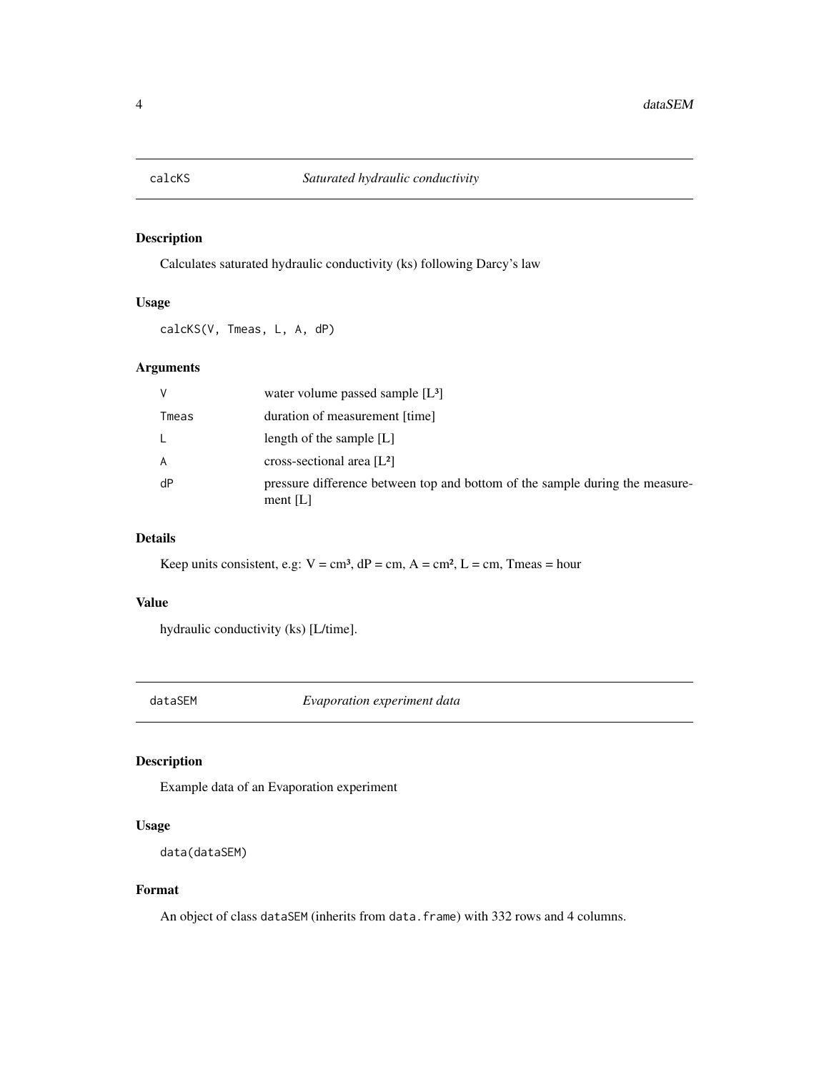## calcKS *Saturated hydraulic conductivity*

### Description

Calculates saturated hydraulic conductivity (ks) following Darcy's law

### Usage

```
calcKS(V, Tmeas, L, A, dP)
```

### Arguments

| | |
|---|---|
| V | water volume passed sample [$L^3$] |
| Tmeas | duration of measurement [time] |
| L | length of the sample [L] |
| A | cross-sectional area [$L^2$] |
| dP | pressure difference between top and bottom of the sample during the measurement [L] |

### Details

Keep units consistent, e.g: V = $cm^3$, dP = cm, A = $cm^2$, L = cm, Tmeas = hour

### Value

hydraulic conductivity (ks) [L/time].

## dataSEM *Evaporation experiment data*

### Description

Example data of an Evaporation experiment

### Usage

```
data(dataSEM)
```

### Format

An object of class `dataSEM` (inherits from `data.frame`) with 332 rows and 4 columns.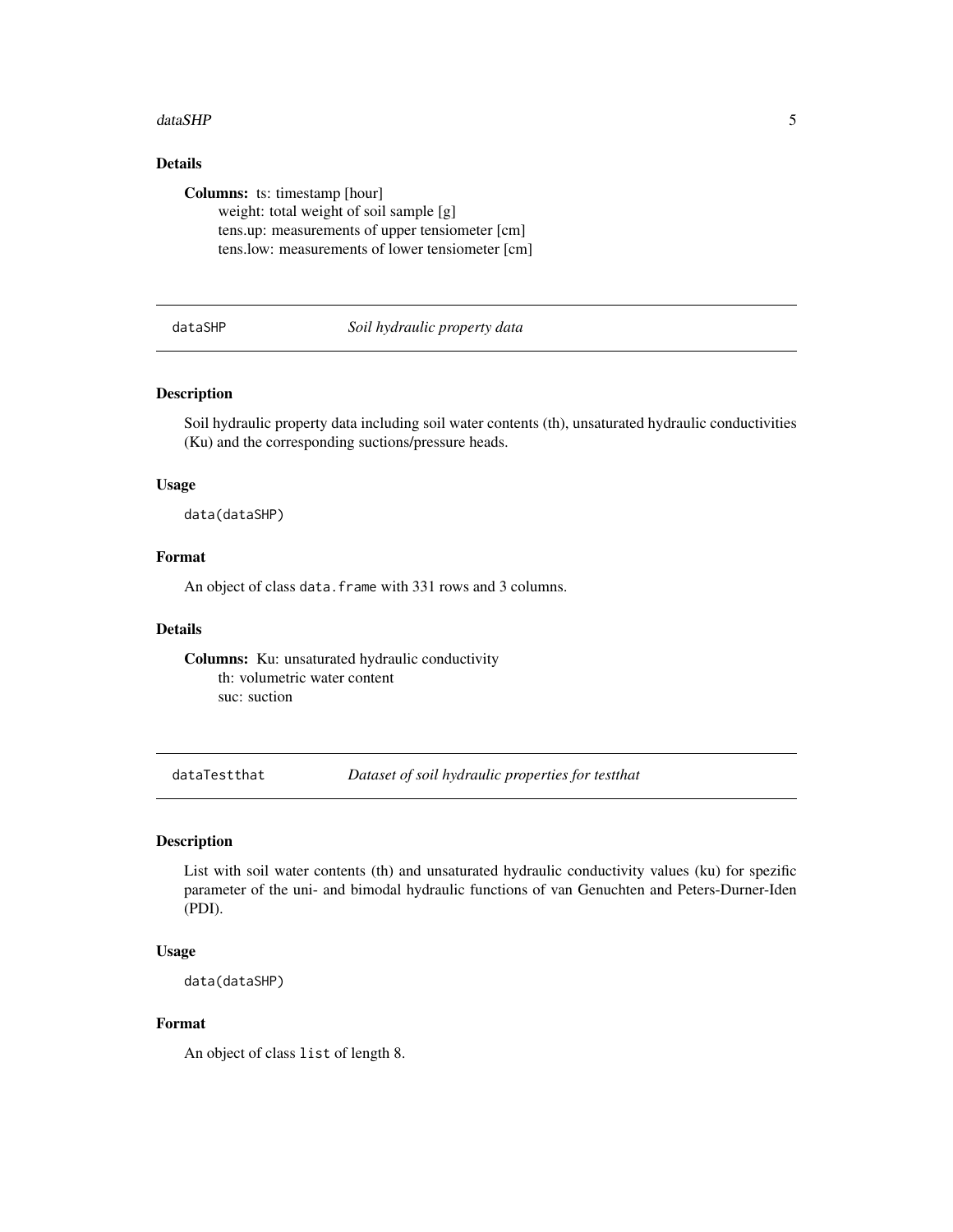## Details

**Columns:** ts: timestamp [hour]
weight: total weight of soil sample [g]
tens.up: measurements of upper tensiometer [cm]
tens.low: measurements of lower tensiometer [cm]

---

`dataSHP` *Soil hydraulic property data*

---

## Description

Soil hydraulic property data including soil water contents (th), unsaturated hydraulic conductivities (Ku) and the corresponding suctions/pressure heads.

## Usage

```
data(dataSHP)
```

## Format

An object of class `data.frame` with 331 rows and 3 columns.

## Details

**Columns:** Ku: unsaturated hydraulic conductivity
th: volumetric water content
suc: suction

---

`dataTestthat` *Dataset of soil hydraulic properties for testthat*

---

## Description

List with soil water contents (th) and unsaturated hydraulic conductivity values (ku) for spezific parameter of the uni- and bimodal hydraulic functions of van Genuchten and Peters-Durner-Iden (PDI).

## Usage

```
data(dataSHP)
```

## Format

An object of class `list` of length 8.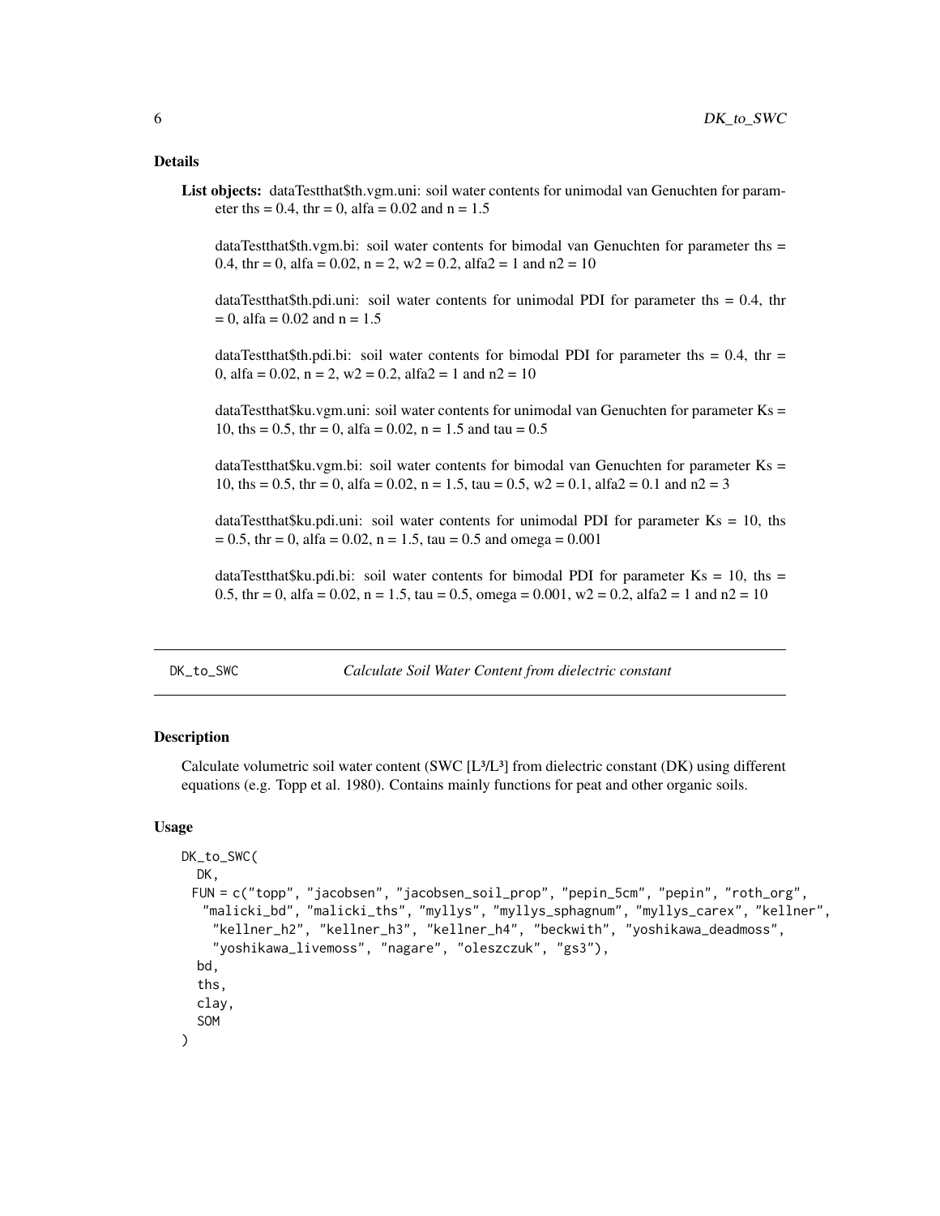### Details

**List objects:** dataTestthat$th.vgm.uni: soil water contents for unimodal van Genuchten for parameter ths = 0.4, thr = 0, alfa = 0.02 and n = 1.5

dataTestthat$th.vgm.bi: soil water contents for bimodal van Genuchten for parameter ths = 0.4, thr = 0, alfa = 0.02, n = 2, w2 = 0.2, alfa2 = 1 and n2 = 10

dataTestthat$th.pdi.uni: soil water contents for unimodal PDI for parameter ths = 0.4, thr = 0, alfa = 0.02 and n = 1.5

dataTestthat$th.pdi.bi: soil water contents for bimodal PDI for parameter ths = 0.4, thr = 0, alfa = 0.02, n = 2, w2 = 0.2, alfa2 = 1 and n2 = 10

dataTestthat$ku.vgm.uni: soil water contents for unimodal van Genuchten for parameter Ks = 10, ths = 0.5, thr = 0, alfa = 0.02, n = 1.5 and tau = 0.5

dataTestthat$ku.vgm.bi: soil water contents for bimodal van Genuchten for parameter Ks = 10, ths = 0.5, thr = 0, alfa = 0.02, n = 1.5, tau = 0.5, w2 = 0.1, alfa2 = 0.1 and n2 = 3

dataTestthat$ku.pdi.uni: soil water contents for unimodal PDI for parameter Ks = 10, ths = 0.5, thr = 0, alfa = 0.02, n = 1.5, tau = 0.5 and omega = 0.001

dataTestthat$ku.pdi.bi: soil water contents for bimodal PDI for parameter Ks = 10, ths = 0.5, thr = 0, alfa = 0.02, n = 1.5, tau = 0.5, omega = 0.001, w2 = 0.2, alfa2 = 1 and n2 = 10

---

## DK_to_SWC — *Calculate Soil Water Content from dielectric constant*

### Description

Calculate volumetric soil water content (SWC [$L^3/L^3$] from dielectric constant (DK) using different equations (e.g. Topp et al. 1980). Contains mainly functions for peat and other organic soils.

### Usage

```
DK_to_SWC(
  DK,
  FUN = c("topp", "jacobsen", "jacobsen_soil_prop", "pepin_5cm", "pepin", "roth_org",
   "malicki_bd", "malicki_ths", "myllys", "myllys_sphagnum", "myllys_carex", "kellner",
    "kellner_h2", "kellner_h3", "kellner_h4", "beckwith", "yoshikawa_deadmoss",
    "yoshikawa_livemoss", "nagare", "oleszczuk", "gs3"),
  bd,
  ths,
  clay,
  SOM
)
```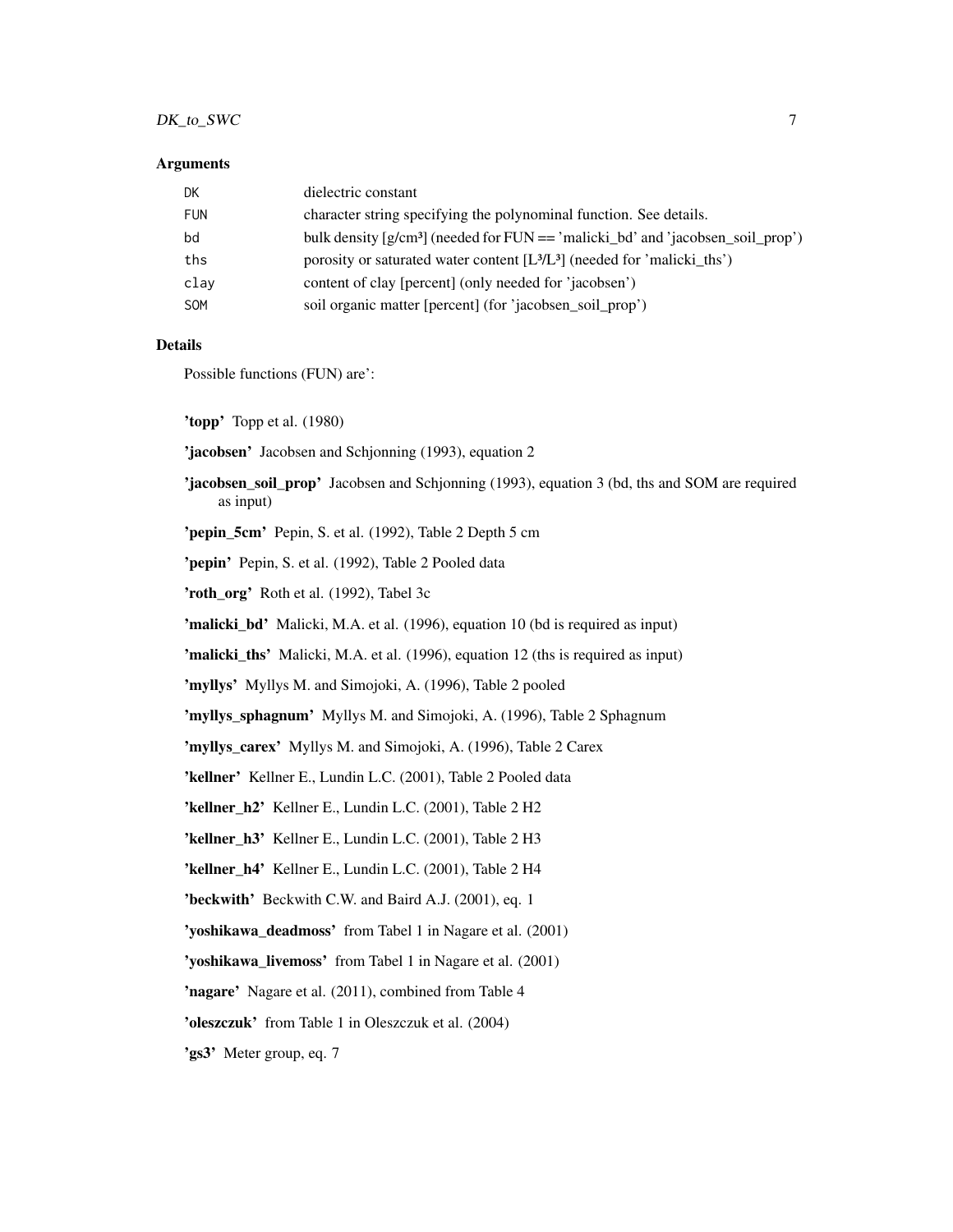### Arguments

| | |
|---|---|
| DK | dielectric constant |
| FUN | character string specifying the polynominal function. See details. |
| bd | bulk density [g/cm³] (needed for FUN == 'malicki_bd' and 'jacobsen_soil_prop') |
| ths | porosity or saturated water content [L³/L³] (needed for 'malicki_ths') |
| clay | content of clay [percent] (only needed for 'jacobsen') |
| SOM | soil organic matter [percent] (for 'jacobsen_soil_prop') |

### Details

Possible functions (FUN) are':

**'topp'** Topp et al. (1980)

**'jacobsen'** Jacobsen and Schjonning (1993), equation 2

**'jacobsen_soil_prop'** Jacobsen and Schjonning (1993), equation 3 (bd, ths and SOM are required as input)

**'pepin_5cm'** Pepin, S. et al. (1992), Table 2 Depth 5 cm

**'pepin'** Pepin, S. et al. (1992), Table 2 Pooled data

**'roth_org'** Roth et al. (1992), Tabel 3c

**'malicki_bd'** Malicki, M.A. et al. (1996), equation 10 (bd is required as input)

**'malicki_ths'** Malicki, M.A. et al. (1996), equation 12 (ths is required as input)

**'myllys'** Myllys M. and Simojoki, A. (1996), Table 2 pooled

**'myllys_sphagnum'** Myllys M. and Simojoki, A. (1996), Table 2 Sphagnum

**'myllys_carex'** Myllys M. and Simojoki, A. (1996), Table 2 Carex

**'kellner'** Kellner E., Lundin L.C. (2001), Table 2 Pooled data

**'kellner_h2'** Kellner E., Lundin L.C. (2001), Table 2 H2

**'kellner_h3'** Kellner E., Lundin L.C. (2001), Table 2 H3

**'kellner_h4'** Kellner E., Lundin L.C. (2001), Table 2 H4

**'beckwith'** Beckwith C.W. and Baird A.J. (2001), eq. 1

**'yoshikawa_deadmoss'** from Tabel 1 in Nagare et al. (2001)

**'yoshikawa_livemoss'** from Tabel 1 in Nagare et al. (2001)

**'nagare'** Nagare et al. (2011), combined from Table 4

**'oleszczuk'** from Table 1 in Oleszczuk et al. (2004)

**'gs3'** Meter group, eq. 7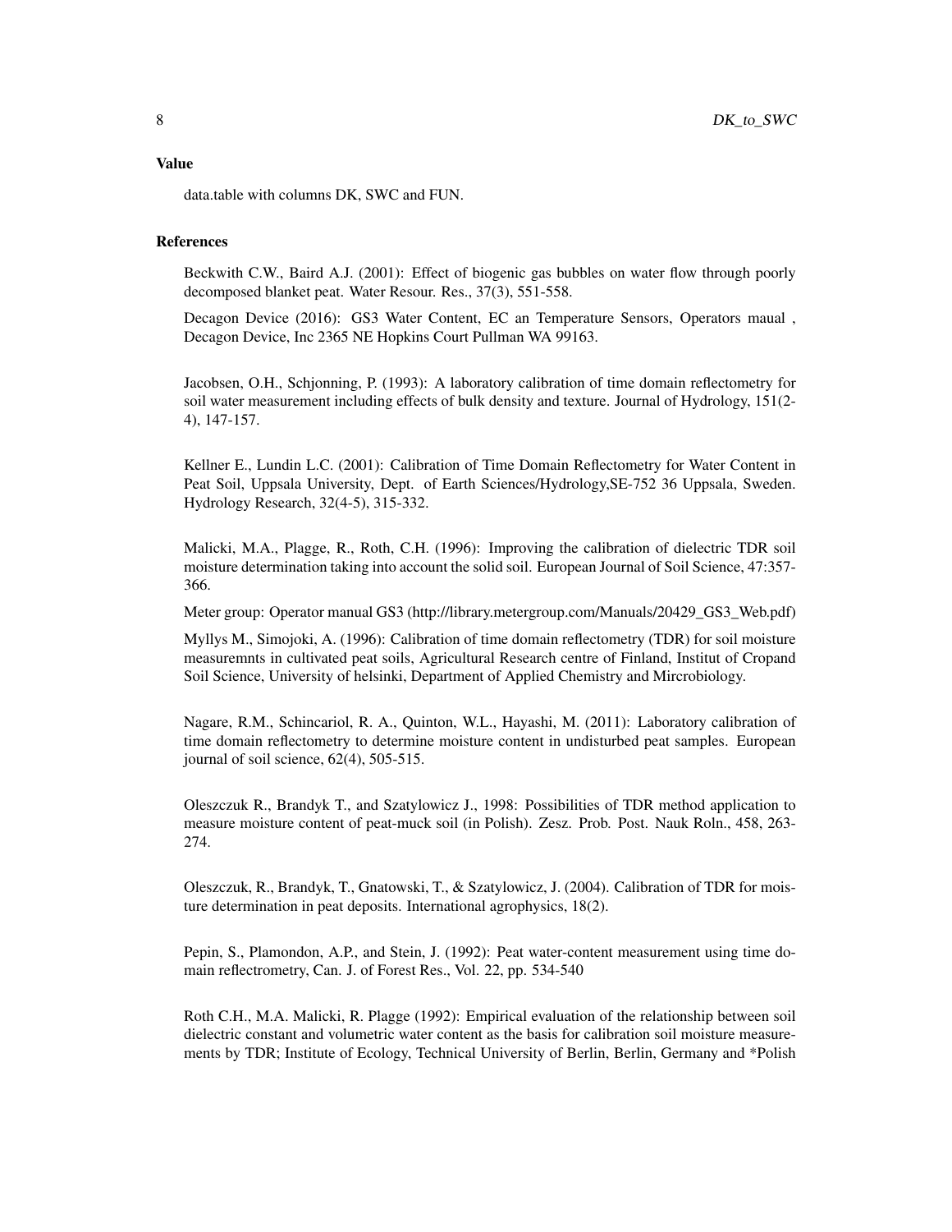### Value

data.table with columns DK, SWC and FUN.

### References

Beckwith C.W., Baird A.J. (2001): Effect of biogenic gas bubbles on water flow through poorly decomposed blanket peat. Water Resour. Res., 37(3), 551-558.

Decagon Device (2016): GS3 Water Content, EC an Temperature Sensors, Operators maual , Decagon Device, Inc 2365 NE Hopkins Court Pullman WA 99163.

Jacobsen, O.H., Schjonning, P. (1993): A laboratory calibration of time domain reflectometry for soil water measurement including effects of bulk density and texture. Journal of Hydrology, 151(2-4), 147-157.

Kellner E., Lundin L.C. (2001): Calibration of Time Domain Reflectometry for Water Content in Peat Soil, Uppsala University, Dept. of Earth Sciences/Hydrology,SE-752 36 Uppsala, Sweden. Hydrology Research, 32(4-5), 315-332.

Malicki, M.A., Plagge, R., Roth, C.H. (1996): Improving the calibration of dielectric TDR soil moisture determination taking into account the solid soil. European Journal of Soil Science, 47:357-366.

Meter group: Operator manual GS3 (http://library.metergroup.com/Manuals/20429_GS3_Web.pdf)

Myllys M., Simojoki, A. (1996): Calibration of time domain reflectometry (TDR) for soil moisture measuremnts in cultivated peat soils, Agricultural Research centre of Finland, Institut of Cropand Soil Science, University of helsinki, Department of Applied Chemistry and Mircrobiology.

Nagare, R.M., Schincariol, R. A., Quinton, W.L., Hayashi, M. (2011): Laboratory calibration of time domain reflectometry to determine moisture content in undisturbed peat samples. European journal of soil science, 62(4), 505-515.

Oleszczuk R., Brandyk T., and Szatylowicz J., 1998: Possibilities of TDR method application to measure moisture content of peat-muck soil (in Polish). Zesz. Prob. Post. Nauk Roln., 458, 263-274.

Oleszczuk, R., Brandyk, T., Gnatowski, T., & Szatylowicz, J. (2004). Calibration of TDR for moisture determination in peat deposits. International agrophysics, 18(2).

Pepin, S., Plamondon, A.P., and Stein, J. (1992): Peat water-content measurement using time domain reflectrometry, Can. J. of Forest Res., Vol. 22, pp. 534-540

Roth C.H., M.A. Malicki, R. Plagge (1992): Empirical evaluation of the relationship between soil dielectric constant and volumetric water content as the basis for calibration soil moisture measurements by TDR; Institute of Ecology, Technical University of Berlin, Berlin, Germany and *Polish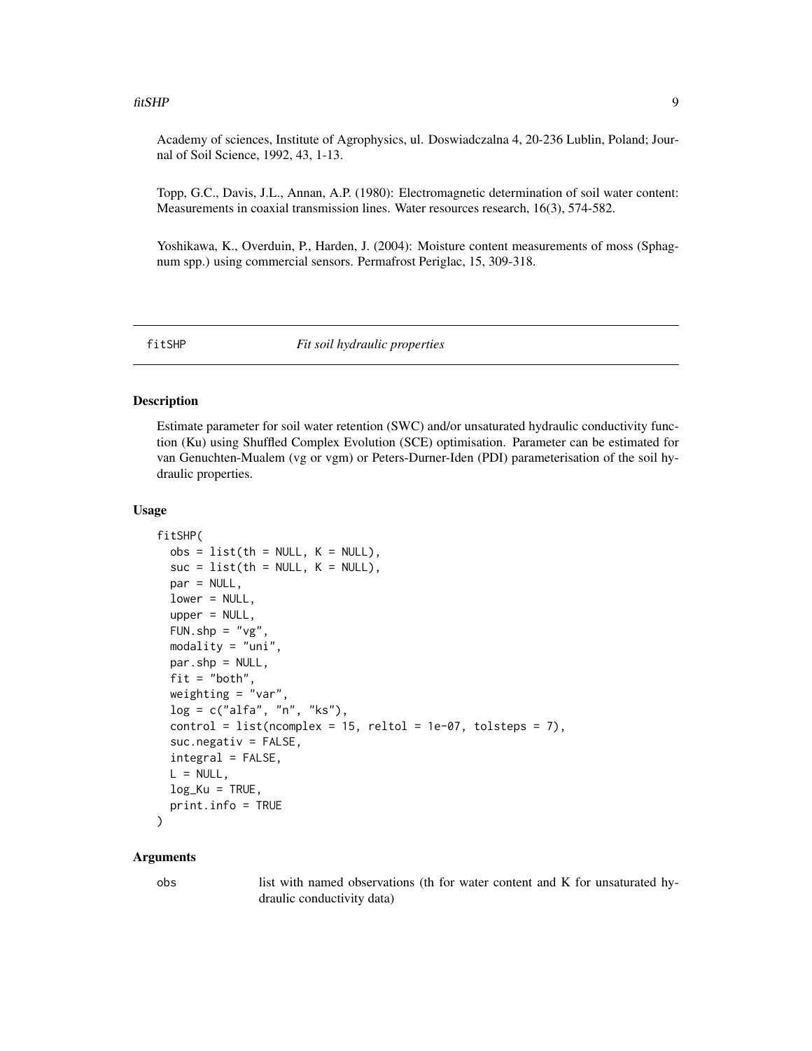Academy of sciences, Institute of Agrophysics, ul. Doswiadczalna 4, 20-236 Lublin, Poland; Journal of Soil Science, 1992, 43, 1-13.

Topp, G.C., Davis, J.L., Annan, A.P. (1980): Electromagnetic determination of soil water content: Measurements in coaxial transmission lines. Water resources research, 16(3), 574-582.

Yoshikawa, K., Overduin, P., Harden, J. (2004): Moisture content measurements of moss (Sphagnum spp.) using commercial sensors. Permafrost Periglac, 15, 309-318.

## fitSHP — *Fit soil hydraulic properties*

### Description

Estimate parameter for soil water retention (SWC) and/or unsaturated hydraulic conductivity function (Ku) using Shuffled Complex Evolution (SCE) optimisation. Parameter can be estimated for van Genuchten-Mualem (vg or vgm) or Peters-Durner-Iden (PDI) parameterisation of the soil hydraulic properties.

### Usage

```
fitSHP(
  obs = list(th = NULL, K = NULL),
  suc = list(th = NULL, K = NULL),
  par = NULL,
  lower = NULL,
  upper = NULL,
  FUN.shp = "vg",
  modality = "uni",
  par.shp = NULL,
  fit = "both",
  weighting = "var",
  log = c("alfa", "n", "ks"),
  control = list(ncomplex = 15, reltol = 1e-07, tolsteps = 7),
  suc.negativ = FALSE,
  integral = FALSE,
  L = NULL,
  log_Ku = TRUE,
  print.info = TRUE
)
```

### Arguments

obs — list with named observations (th for water content and K for unsaturated hydraulic conductivity data)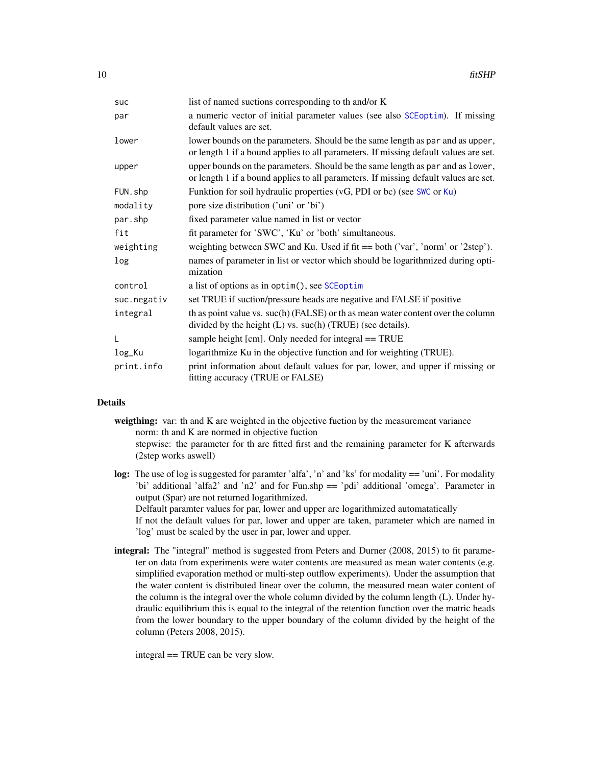| | |
|---|---|
| `suc` | list of named suctions corresponding to th and/or K |
| `par` | a numeric vector of initial parameter values (see also SCEoptim). If missing default values are set. |
| `lower` | lower bounds on the parameters. Should be the same length as `par` and as `upper`, or length 1 if a bound applies to all parameters. If missing default values are set. |
| `upper` | upper bounds on the parameters. Should be the same length as `par` and as `lower`, or length 1 if a bound applies to all parameters. If missing default values are set. |
| `FUN.shp` | Funktion for soil hydraulic properties (vG, PDI or bc) (see SWC or Ku) |
| `modality` | pore size distribution ('uni' or 'bi') |
| `par.shp` | fixed parameter value named in list or vector |
| `fit` | fit parameter for 'SWC', 'Ku' or 'both' simultaneous. |
| `weighting` | weighting between SWC and Ku. Used if fit == both ('var', 'norm' or '2step'). |
| `log` | names of parameter in list or vector which should be logarithmized during optimization |
| `control` | a list of options as in `optim()`, see SCEoptim |
| `suc.negativ` | set TRUE if suction/pressure heads are negative and FALSE if positive |
| `integral` | th as point value vs. suc(h) (FALSE) or th as mean water content over the column divided by the height (L) vs. suc(h) (TRUE) (see details). |
| `L` | sample height [cm]. Only needed for integral == TRUE |
| `log_Ku` | logarithmize Ku in the objective function and for weighting (TRUE). |
| `print.info` | print information about default values for par, lower, and upper if missing or fitting accuracy (TRUE or FALSE) |

## Details

**weigthing:** var: th and K are weighted in the objective fuction by the measurement variance
norm: th and K are normed in objective fuction
stepwise: the parameter for th are fitted first and the remaining parameter for K afterwards (2step works aswell)

**log:** The use of log is suggested for paramter 'alfa', 'n' and 'ks' for modality == 'uni'. For modality 'bi' additional 'alfa2' and 'n2' and for Fun.shp == 'pdi' additional 'omega'. Parameter in output ($par) are not returned logarithmized.
Delfault paramter values for par, lower and upper are logarithmized automatatically
If not the default values for par, lower and upper are taken, parameter which are named in 'log' must be scaled by the user in par, lower and upper.

**integral:** The "integral" method is suggested from Peters and Durner (2008, 2015) to fit parameter on data from experiments were water contents are measured as mean water contents (e.g. simplified evaporation method or multi-step outflow experiments). Under the assumption that the water content is distributed linear over the column, the measured mean water content of the column is the integral over the whole column divided by the column length (L). Under hydraulic equilibrium this is equal to the integral of the retention function over the matric heads from the lower boundary to the upper boundary of the column divided by the height of the column (Peters 2008, 2015).

integral == TRUE can be very slow.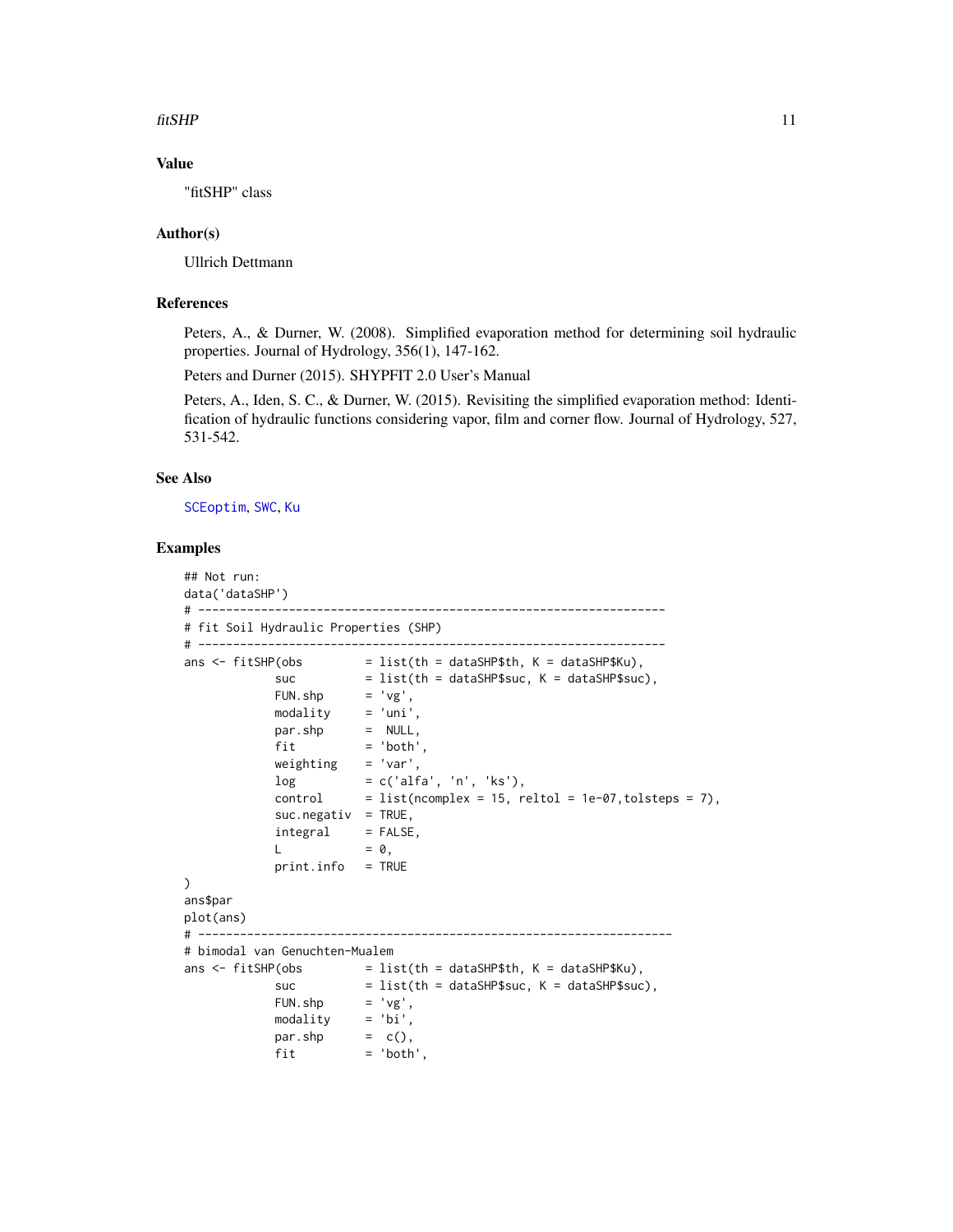## Value

"fitSHP" class

## Author(s)

Ullrich Dettmann

## References

Peters, A., & Durner, W. (2008). Simplified evaporation method for determining soil hydraulic properties. Journal of Hydrology, 356(1), 147-162.

Peters and Durner (2015). SHYPFIT 2.0 User's Manual

Peters, A., Iden, S. C., & Durner, W. (2015). Revisiting the simplified evaporation method: Identification of hydraulic functions considering vapor, film and corner flow. Journal of Hydrology, 527, 531-542.

## See Also

SCEoptim, SWC, Ku

## Examples

```
## Not run:
data('dataSHP')
# --------------------------------------------------------------------
# fit Soil Hydraulic Properties (SHP)
# --------------------------------------------------------------------
ans <- fitSHP(obs         = list(th = dataSHP$th, K = dataSHP$Ku),
              suc         = list(th = dataSHP$suc, K = dataSHP$suc),
              FUN.shp     = 'vg',
              modality    = 'uni',
              par.shp     =  NULL,
              fit         = 'both',
              weighting   = 'var',
              log         = c('alfa', 'n', 'ks'),
              control     = list(ncomplex = 15, reltol = 1e-07,tolsteps = 7),
              suc.negativ  = TRUE,
              integral    = FALSE,
              L           = 0,
              print.info  = TRUE
)
ans$par
plot(ans)
# ---------------------------------------------------------------------
# bimodal van Genuchten-Mualem
ans <- fitSHP(obs         = list(th = dataSHP$th, K = dataSHP$Ku),
              suc         = list(th = dataSHP$suc, K = dataSHP$suc),
              FUN.shp     = 'vg',
              modality    = 'bi',
              par.shp     =  c(),
              fit         = 'both',
```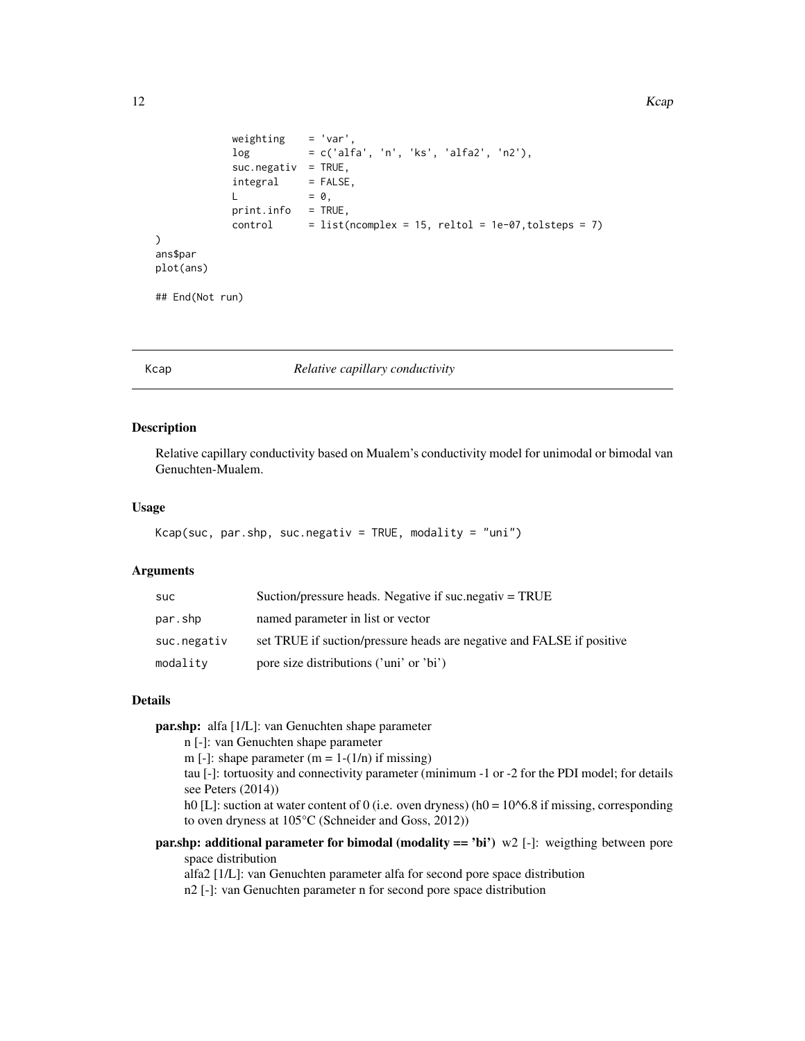```
             weighting    = 'var',
             log          = c('alfa', 'n', 'ks', 'alfa2', 'n2'),
             suc.negativ  = TRUE,
             integral     = FALSE,
             L            = 0,
             print.info   = TRUE,
             control      = list(ncomplex = 15, reltol = 1e-07,tolsteps = 7)
)
ans$par
plot(ans)

## End(Not run)
```

---

## Kcap *Relative capillary conductivity*

### Description

Relative capillary conductivity based on Mualem's conductivity model for unimodal or bimodal van Genuchten-Mualem.

### Usage

```
Kcap(suc, par.shp, suc.negativ = TRUE, modality = "uni")
```

### Arguments

| | |
|---|---|
| suc | Suction/pressure heads. Negative if suc.negativ = TRUE |
| par.shp | named parameter in list or vector |
| suc.negativ | set TRUE if suction/pressure heads are negative and FALSE if positive |
| modality | pore size distributions ('uni' or 'bi') |

### Details

**par.shp:** alfa [1/L]: van Genuchten shape parameter
 n [-]: van Genuchten shape parameter
 m [-]: shape parameter (m = 1-(1/n) if missing)
 tau [-]: tortuosity and connectivity parameter (minimum -1 or -2 for the PDI model; for details see Peters (2014))
 h0 [L]: suction at water content of 0 (i.e. oven dryness) (h0 = 10^6.8 if missing, corresponding to oven dryness at 105°C (Schneider and Goss, 2012))

**par.shp: additional parameter for bimodal (modality == 'bi')** w2 [-]: weigthing between pore space distribution
 alfa2 [1/L]: van Genuchten parameter alfa for second pore space distribution
 n2 [-]: van Genuchten parameter n for second pore space distribution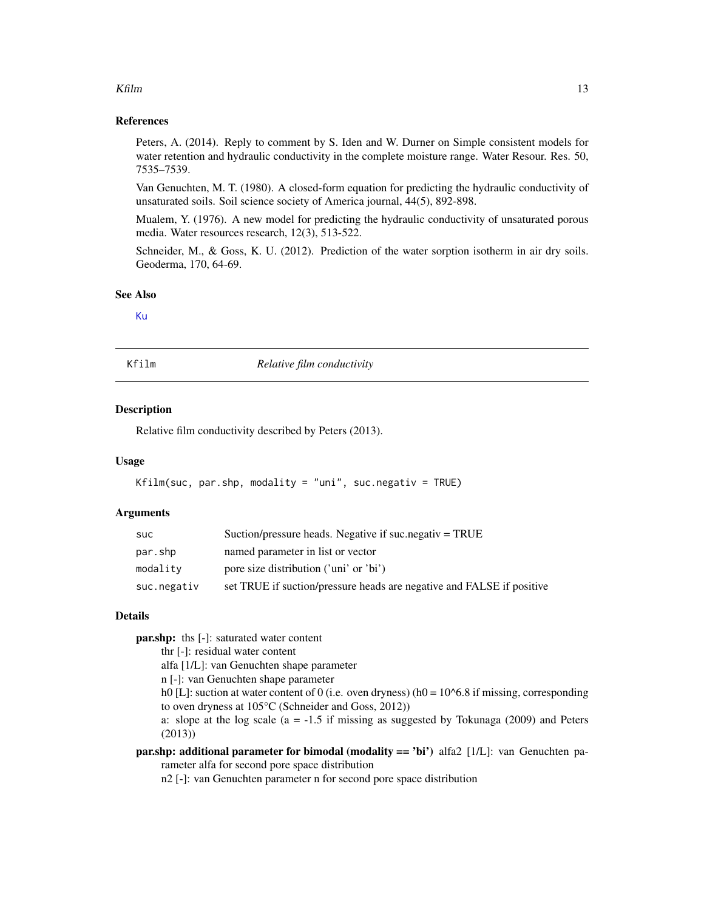### References

Peters, A. (2014). Reply to comment by S. Iden and W. Durner on Simple consistent models for water retention and hydraulic conductivity in the complete moisture range. Water Resour. Res. 50, 7535–7539.

Van Genuchten, M. T. (1980). A closed-form equation for predicting the hydraulic conductivity of unsaturated soils. Soil science society of America journal, 44(5), 892-898.

Mualem, Y. (1976). A new model for predicting the hydraulic conductivity of unsaturated porous media. Water resources research, 12(3), 513-522.

Schneider, M., & Goss, K. U. (2012). Prediction of the water sorption isotherm in air dry soils. Geoderma, 170, 64-69.

### See Also

Ku

---

## Kfilm — *Relative film conductivity*

### Description

Relative film conductivity described by Peters (2013).

### Usage

```
Kfilm(suc, par.shp, modality = "uni", suc.negativ = TRUE)
```

### Arguments

| | |
|---|---|
| suc | Suction/pressure heads. Negative if suc.negativ = TRUE |
| par.shp | named parameter in list or vector |
| modality | pore size distribution ('uni' or 'bi') |
| suc.negativ | set TRUE if suction/pressure heads are negative and FALSE if positive |

### Details

**par.shp:** ths [-]: saturated water content
thr [-]: residual water content
alfa [1/L]: van Genuchten shape parameter
n [-]: van Genuchten shape parameter
h0 [L]: suction at water content of 0 (i.e. oven dryness) (h0 = 10^6.8 if missing, corresponding to oven dryness at 105°C (Schneider and Goss, 2012))
a: slope at the log scale (a = -1.5 if missing as suggested by Tokunaga (2009) and Peters (2013))

**par.shp: additional parameter for bimodal (modality == 'bi')** alfa2 [1/L]: van Genuchten parameter alfa for second pore space distribution
n2 [-]: van Genuchten parameter n for second pore space distribution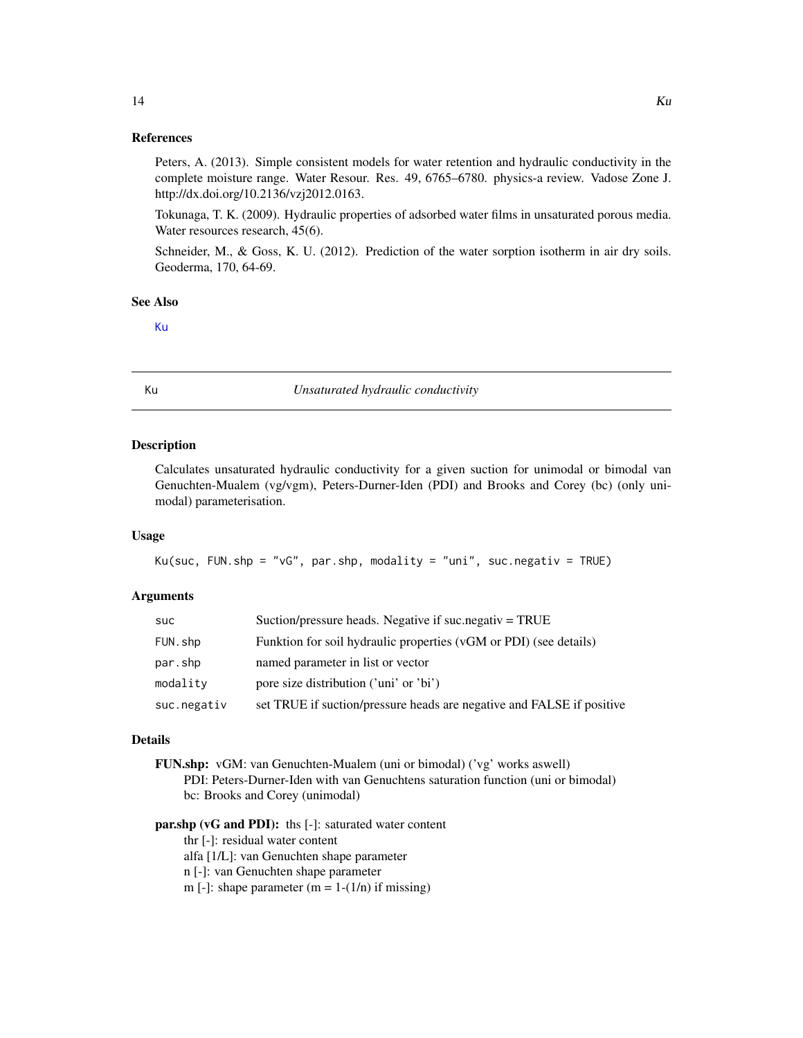### References

Peters, A. (2013). Simple consistent models for water retention and hydraulic conductivity in the complete moisture range. Water Resour. Res. 49, 6765–6780. physics-a review. Vadose Zone J. http://dx.doi.org/10.2136/vzj2012.0163.

Tokunaga, T. K. (2009). Hydraulic properties of adsorbed water films in unsaturated porous media. Water resources research, 45(6).

Schneider, M., & Goss, K. U. (2012). Prediction of the water sorption isotherm in air dry soils. Geoderma, 170, 64-69.

### See Also

Ku

---

## Ku — *Unsaturated hydraulic conductivity*

### Description

Calculates unsaturated hydraulic conductivity for a given suction for unimodal or bimodal van Genuchten-Mualem (vg/vgm), Peters-Durner-Iden (PDI) and Brooks and Corey (bc) (only unimodal) parameterisation.

### Usage

```
Ku(suc, FUN.shp = "vG", par.shp, modality = "uni", suc.negativ = TRUE)
```

### Arguments

| | |
|---|---|
| `suc` | Suction/pressure heads. Negative if suc.negativ = TRUE |
| `FUN.shp` | Funktion for soil hydraulic properties (vGM or PDI) (see details) |
| `par.shp` | named parameter in list or vector |
| `modality` | pore size distribution ('uni' or 'bi') |
| `suc.negativ` | set TRUE if suction/pressure heads are negative and FALSE if positive |

### Details

**FUN.shp:** vGM: van Genuchten-Mualem (uni or bimodal) ('vg' works aswell)
PDI: Peters-Durner-Iden with van Genuchtens saturation function (uni or bimodal)
bc: Brooks and Corey (unimodal)

**par.shp (vG and PDI):** ths [-]: saturated water content
thr [-]: residual water content
alfa [1/L]: van Genuchten shape parameter
n [-]: van Genuchten shape parameter
m [-]: shape parameter (m = 1-(1/n) if missing)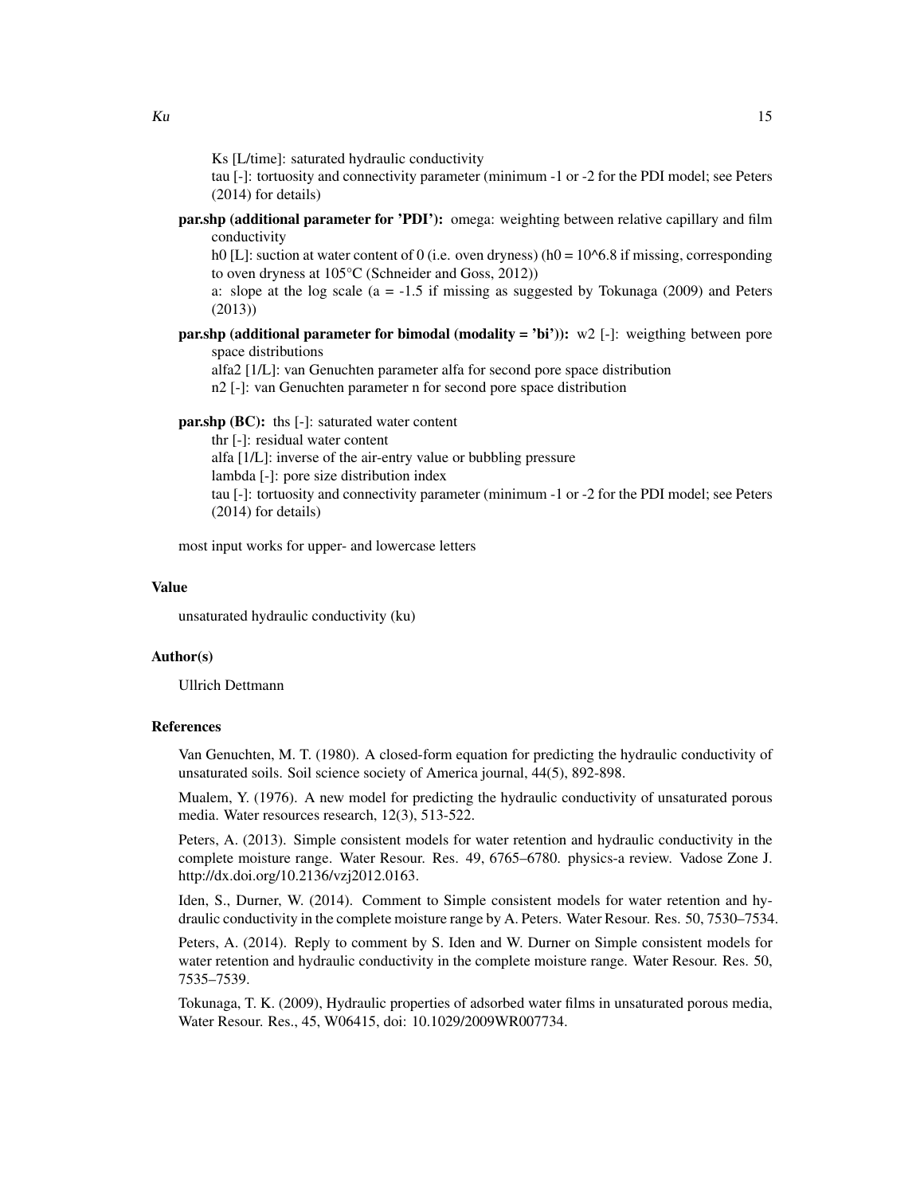Ks [L/time]: saturated hydraulic conductivity

tau [-]: tortuosity and connectivity parameter (minimum -1 or -2 for the PDI model; see Peters (2014) for details)

**par.shp (additional parameter for 'PDI'):** omega: weighting between relative capillary and film conductivity

h0 [L]: suction at water content of 0 (i.e. oven dryness) (h0 = 10^6.8 if missing, corresponding to oven dryness at 105°C (Schneider and Goss, 2012))

a: slope at the log scale (a = -1.5 if missing as suggested by Tokunaga (2009) and Peters (2013))

**par.shp (additional parameter for bimodal (modality = 'bi')):** w2 [-]: weigthing between pore space distributions

alfa2 [1/L]: van Genuchten parameter alfa for second pore space distribution

n2 [-]: van Genuchten parameter n for second pore space distribution

**par.shp (BC):** ths [-]: saturated water content

thr [-]: residual water content

alfa [1/L]: inverse of the air-entry value or bubbling pressure

lambda [-]: pore size distribution index

tau [-]: tortuosity and connectivity parameter (minimum -1 or -2 for the PDI model; see Peters (2014) for details)

most input works for upper- and lowercase letters

### Value

unsaturated hydraulic conductivity (ku)

### Author(s)

Ullrich Dettmann

### References

Van Genuchten, M. T. (1980). A closed-form equation for predicting the hydraulic conductivity of unsaturated soils. Soil science society of America journal, 44(5), 892-898.

Mualem, Y. (1976). A new model for predicting the hydraulic conductivity of unsaturated porous media. Water resources research, 12(3), 513-522.

Peters, A. (2013). Simple consistent models for water retention and hydraulic conductivity in the complete moisture range. Water Resour. Res. 49, 6765–6780. physics-a review. Vadose Zone J. http://dx.doi.org/10.2136/vzj2012.0163.

Iden, S., Durner, W. (2014). Comment to Simple consistent models for water retention and hydraulic conductivity in the complete moisture range by A. Peters. Water Resour. Res. 50, 7530–7534.

Peters, A. (2014). Reply to comment by S. Iden and W. Durner on Simple consistent models for water retention and hydraulic conductivity in the complete moisture range. Water Resour. Res. 50, 7535–7539.

Tokunaga, T. K. (2009), Hydraulic properties of adsorbed water films in unsaturated porous media, Water Resour. Res., 45, W06415, doi: 10.1029/2009WR007734.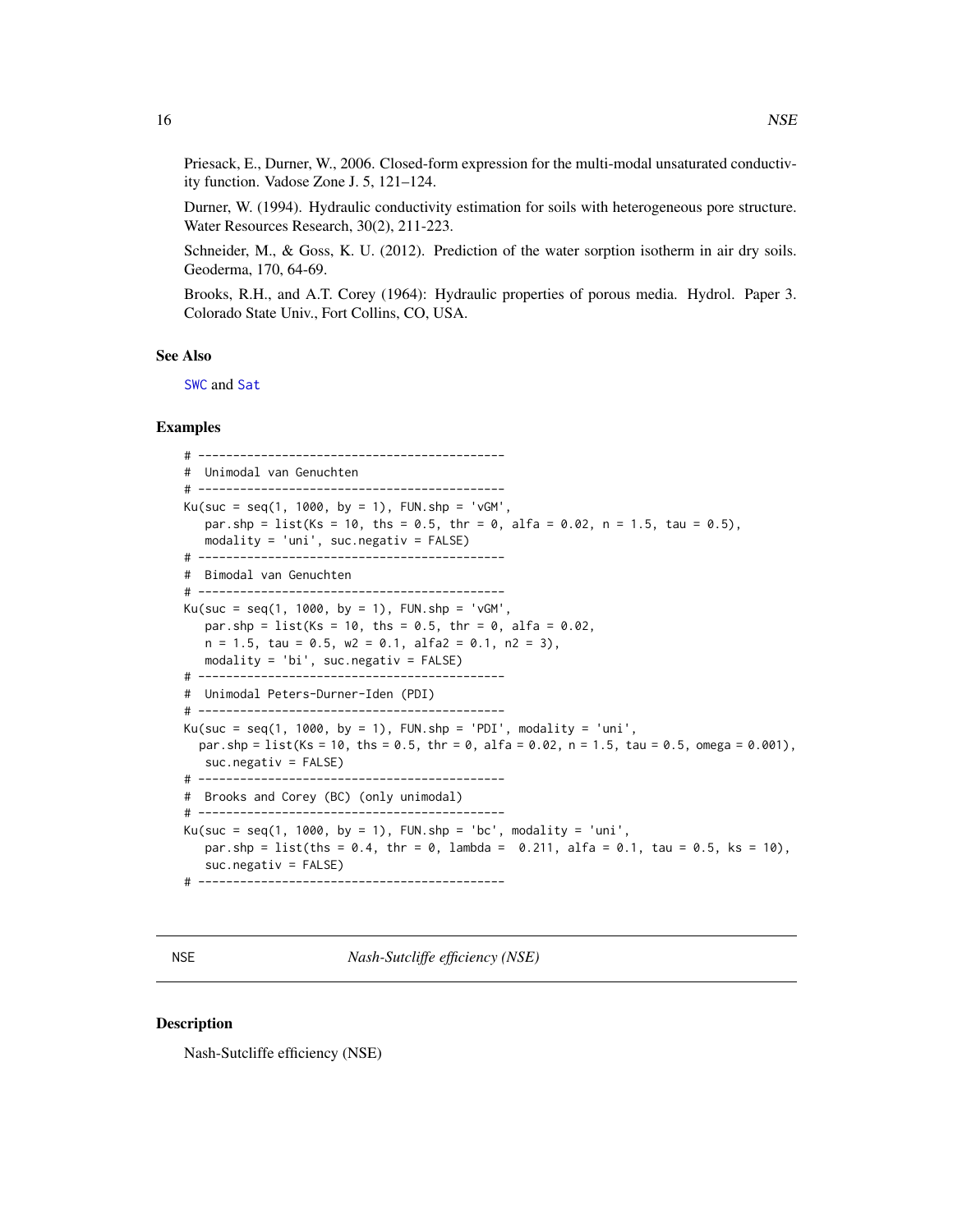Priesack, E., Durner, W., 2006. Closed-form expression for the multi-modal unsaturated conductivity function. Vadose Zone J. 5, 121–124.

Durner, W. (1994). Hydraulic conductivity estimation for soils with heterogeneous pore structure. Water Resources Research, 30(2), 211-223.

Schneider, M., & Goss, K. U. (2012). Prediction of the water sorption isotherm in air dry soils. Geoderma, 170, 64-69.

Brooks, R.H., and A.T. Corey (1964): Hydraulic properties of porous media. Hydrol. Paper 3. Colorado State Univ., Fort Collins, CO, USA.

### See Also

SWC and Sat

### Examples

```
# --------------------------------------------
#  Unimodal van Genuchten
# --------------------------------------------
Ku(suc = seq(1, 1000, by = 1), FUN.shp = 'vGM',
   par.shp = list(Ks = 10, ths = 0.5, thr = 0, alfa = 0.02, n = 1.5, tau = 0.5),
   modality = 'uni', suc.negativ = FALSE)
# --------------------------------------------
#  Bimodal van Genuchten
# --------------------------------------------
Ku(suc = seq(1, 1000, by = 1), FUN.shp = 'vGM',
   par.shp = list(Ks = 10, ths = 0.5, thr = 0, alfa = 0.02,
   n = 1.5, tau = 0.5, w2 = 0.1, alfa2 = 0.1, n2 = 3),
   modality = 'bi', suc.negativ = FALSE)
# --------------------------------------------
#  Unimodal Peters-Durner-Iden (PDI)
# --------------------------------------------
Ku(suc = seq(1, 1000, by = 1), FUN.shp = 'PDI', modality = 'uni',
  par.shp = list(Ks = 10, ths = 0.5, thr = 0, alfa = 0.02, n = 1.5, tau = 0.5, omega = 0.001),
   suc.negativ = FALSE)
# --------------------------------------------
#  Brooks and Corey (BC) (only unimodal)
# --------------------------------------------
Ku(suc = seq(1, 1000, by = 1), FUN.shp = 'bc', modality = 'uni',
   par.shp = list(ths = 0.4, thr = 0, lambda =  0.211, alfa = 0.1, tau = 0.5, ks = 10),
   suc.negativ = FALSE)
# --------------------------------------------
```

## NSE — *Nash-Sutcliffe efficiency (NSE)*

### Description

Nash-Sutcliffe efficiency (NSE)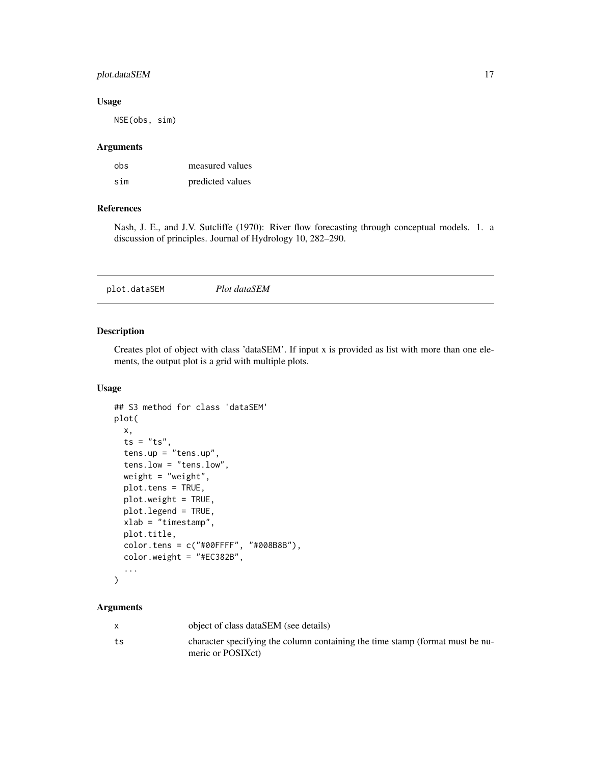### Usage

```
NSE(obs, sim)
```

### Arguments

| | |
|---|---|
| obs | measured values |
| sim | predicted values |

### References

Nash, J. E., and J.V. Sutcliffe (1970): River flow forecasting through conceptual models. 1. a discussion of principles. Journal of Hydrology 10, 282–290.

## plot.dataSEM *Plot dataSEM*

### Description

Creates plot of object with class 'dataSEM'. If input x is provided as list with more than one elements, the output plot is a grid with multiple plots.

### Usage

```
## S3 method for class 'dataSEM'
plot(
  x,
  ts = "ts",
  tens.up = "tens.up",
  tens.low = "tens.low",
  weight = "weight",
  plot.tens = TRUE,
  plot.weight = TRUE,
  plot.legend = TRUE,
  xlab = "timestamp",
  plot.title,
  color.tens = c("#00FFFF", "#008B8B"),
  color.weight = "#EC382B",
  ...
)
```

### Arguments

| | |
|---|---|
| x | object of class dataSEM (see details) |
| ts | character specifying the column containing the time stamp (format must be numeric or POSIXct) |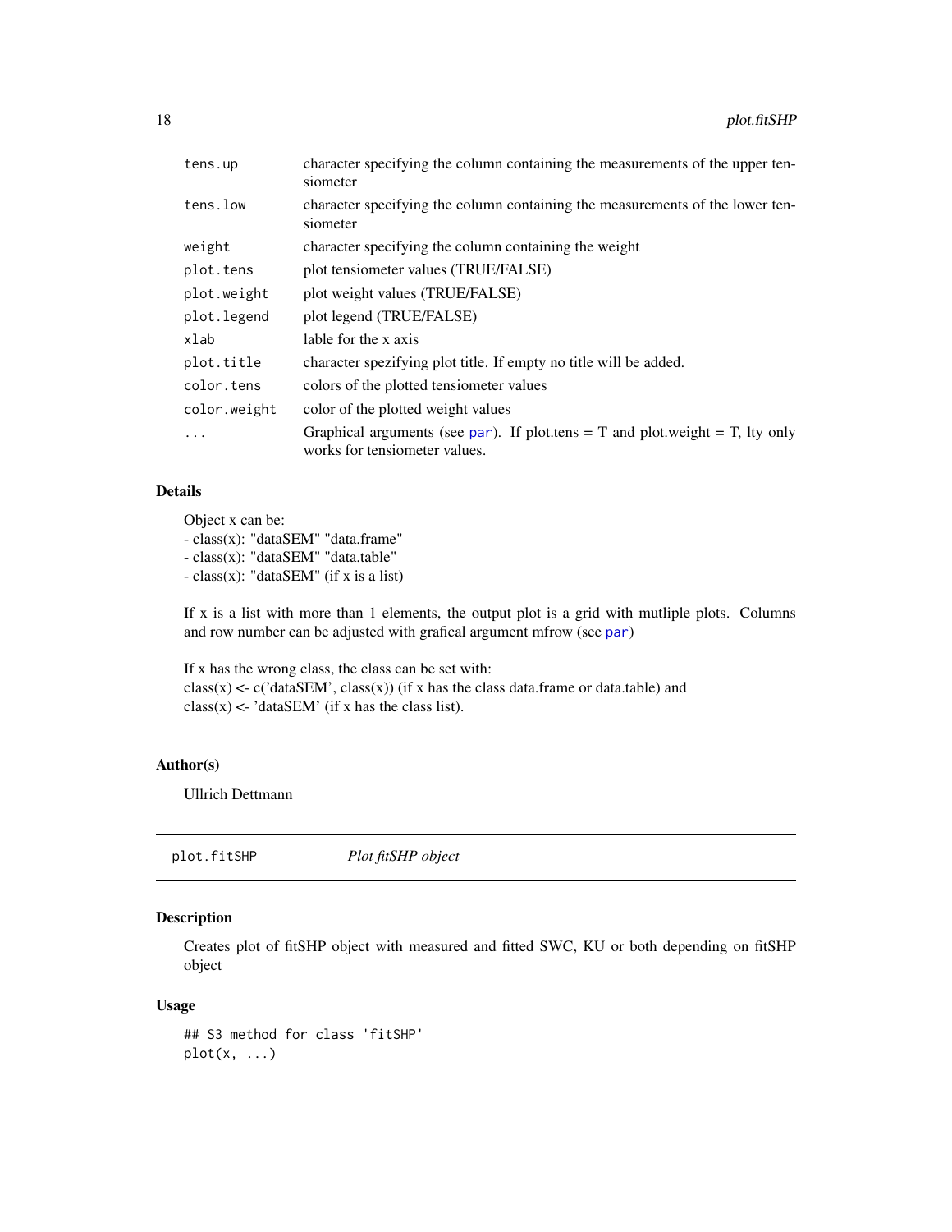| | |
|---|---|
| tens.up | character specifying the column containing the measurements of the upper tensiometer |
| tens.low | character specifying the column containing the measurements of the lower tensiometer |
| weight | character specifying the column containing the weight |
| plot.tens | plot tensiometer values (TRUE/FALSE) |
| plot.weight | plot weight values (TRUE/FALSE) |
| plot.legend | plot legend (TRUE/FALSE) |
| xlab | lable for the x axis |
| plot.title | character spezifying plot title. If empty no title will be added. |
| color.tens | colors of the plotted tensiometer values |
| color.weight | color of the plotted weight values |
| ... | Graphical arguments (see par). If plot.tens = T and plot.weight = T, lty only works for tensiometer values. |

### Details

Object x can be:
- class(x): "dataSEM" "data.frame"
- class(x): "dataSEM" "data.table"
- class(x): "dataSEM" (if x is a list)

If x is a list with more than 1 elements, the output plot is a grid with mutliple plots. Columns and row number can be adjusted with grafical argument mfrow (see par)

If x has the wrong class, the class can be set with:
class(x) <- c('dataSEM', class(x)) (if x has the class data.frame or data.table) and
class(x) <- 'dataSEM' (if x has the class list).

### Author(s)

Ullrich Dettmann

---

## plot.fitSHP *Plot fitSHP object*

### Description

Creates plot of fitSHP object with measured and fitted SWC, KU or both depending on fitSHP object

### Usage

```
## S3 method for class 'fitSHP'
plot(x, ...)
```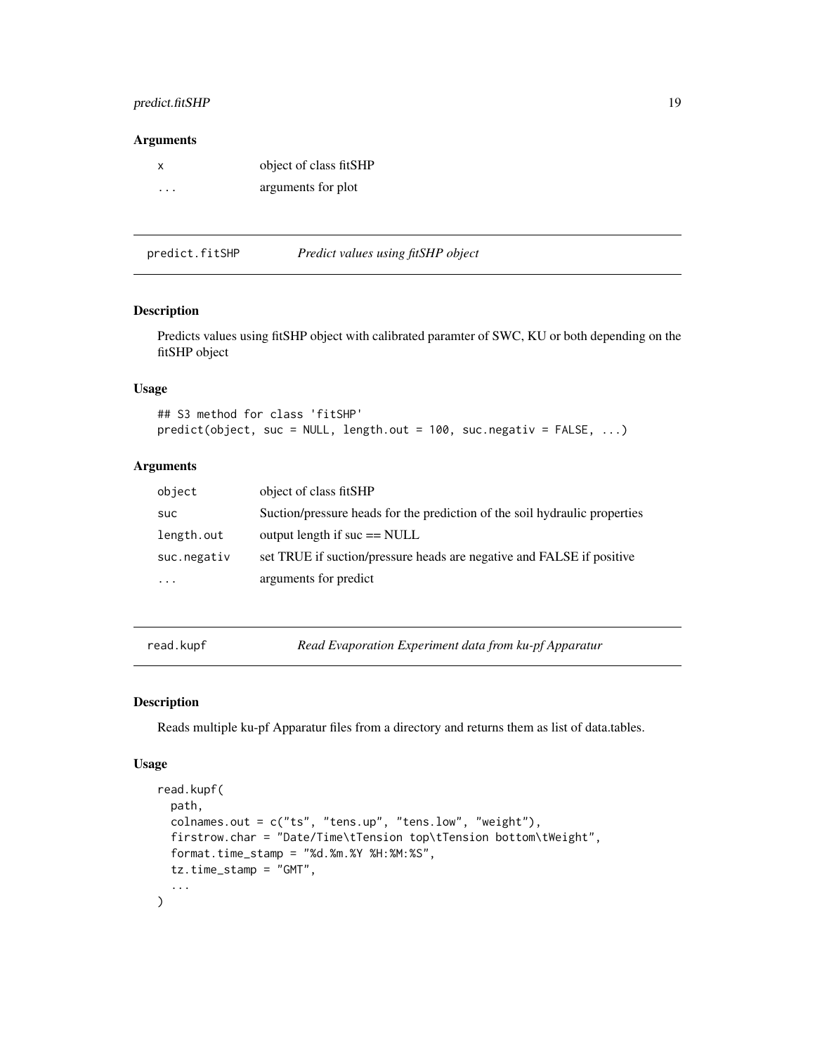### Arguments

| | |
|---|---|
| x | object of class fitSHP |
| ... | arguments for plot |

---

## predict.fitSHP *Predict values using fitSHP object*

### Description

Predicts values using fitSHP object with calibrated paramter of SWC, KU or both depending on the fitSHP object

### Usage

```
## S3 method for class 'fitSHP'
predict(object, suc = NULL, length.out = 100, suc.negativ = FALSE, ...)
```

### Arguments

| | |
|---|---|
| object | object of class fitSHP |
| suc | Suction/pressure heads for the prediction of the soil hydraulic properties |
| length.out | output length if suc == NULL |
| suc.negativ | set TRUE if suction/pressure heads are negative and FALSE if positive |
| ... | arguments for predict |

---

## read.kupf *Read Evaporation Experiment data from ku-pf Apparatur*

### Description

Reads multiple ku-pf Apparatur files from a directory and returns them as list of data.tables.

### Usage

```
read.kupf(
  path,
  colnames.out = c("ts", "tens.up", "tens.low", "weight"),
  firstrow.char = "Date/Time\tTension top\tTension bottom\tWeight",
  format.time_stamp = "%d.%m.%Y %H:%M:%S",
  tz.time_stamp = "GMT",
  ...
)
```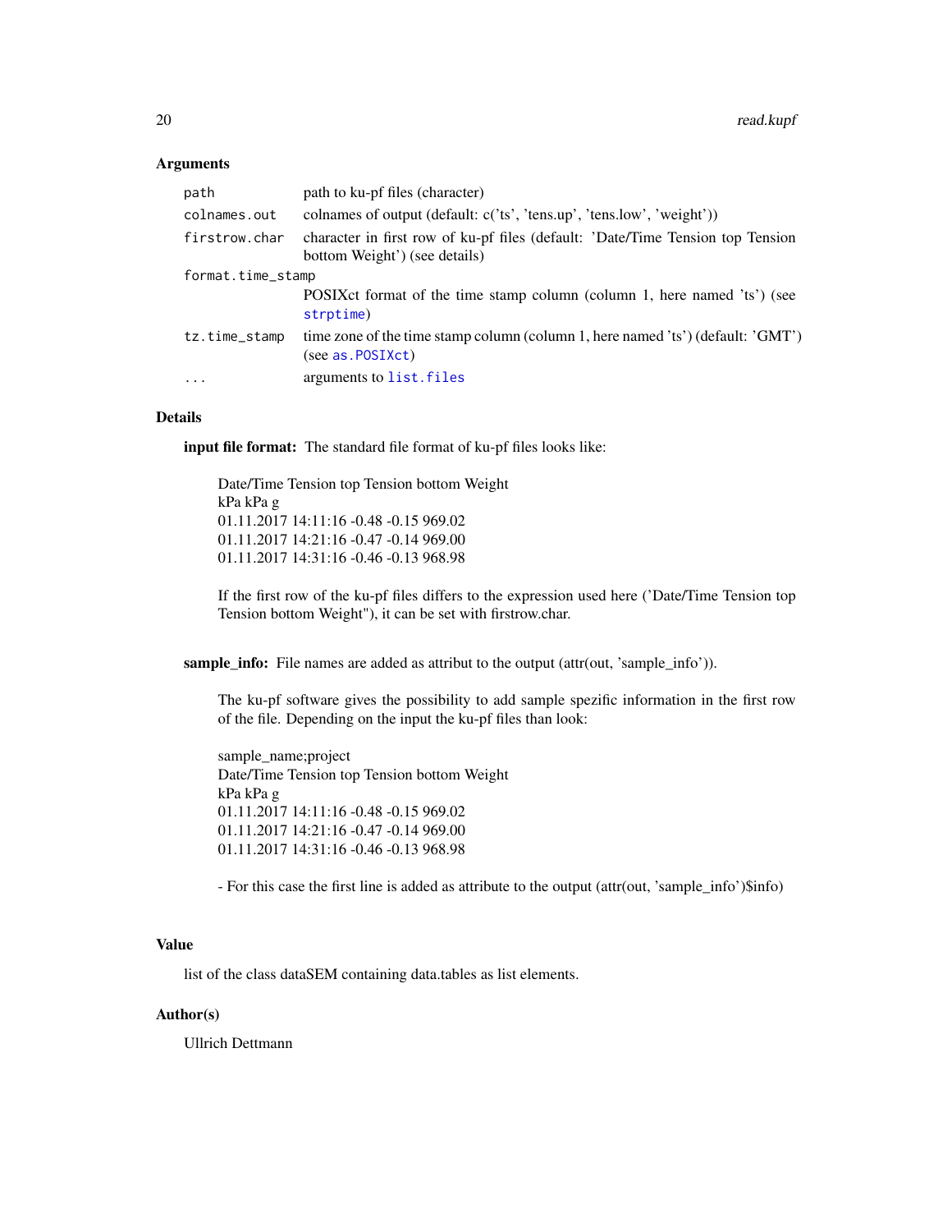### Arguments

| | |
|---|---|
| `path` | path to ku-pf files (character) |
| `colnames.out` | colnames of output (default: c('ts', 'tens.up', 'tens.low', 'weight')) |
| `firstrow.char` | character in first row of ku-pf files (default: 'Date/Time Tension top Tension bottom Weight') (see details) |
| `format.time_stamp` | POSIXct format of the time stamp column (column 1, here named 'ts') (see `strptime`) |
| `tz.time_stamp` | time zone of the time stamp column (column 1, here named 'ts') (default: 'GMT') (see `as.POSIXct`) |
| `...` | arguments to `list.files` |

### Details

**input file format:** The standard file format of ku-pf files looks like:

```
Date/Time Tension top Tension bottom Weight
kPa kPa g
01.11.2017 14:11:16 -0.48 -0.15 969.02
01.11.2017 14:21:16 -0.47 -0.14 969.00
01.11.2017 14:31:16 -0.46 -0.13 968.98
```

If the first row of the ku-pf files differs to the expression used here ('Date/Time Tension top Tension bottom Weight"), it can be set with firstrow.char.

**sample_info:** File names are added as attribut to the output (attr(out, 'sample_info')).

The ku-pf software gives the possibility to add sample spezific information in the first row of the file. Depending on the input the ku-pf files than look:

```
sample_name;project
Date/Time Tension top Tension bottom Weight
kPa kPa g
01.11.2017 14:11:16 -0.48 -0.15 969.02
01.11.2017 14:21:16 -0.47 -0.14 969.00
01.11.2017 14:31:16 -0.46 -0.13 968.98
```

- For this case the first line is added as attribute to the output (attr(out, 'sample_info')$info)

### Value

list of the class dataSEM containing data.tables as list elements.

### Author(s)

Ullrich Dettmann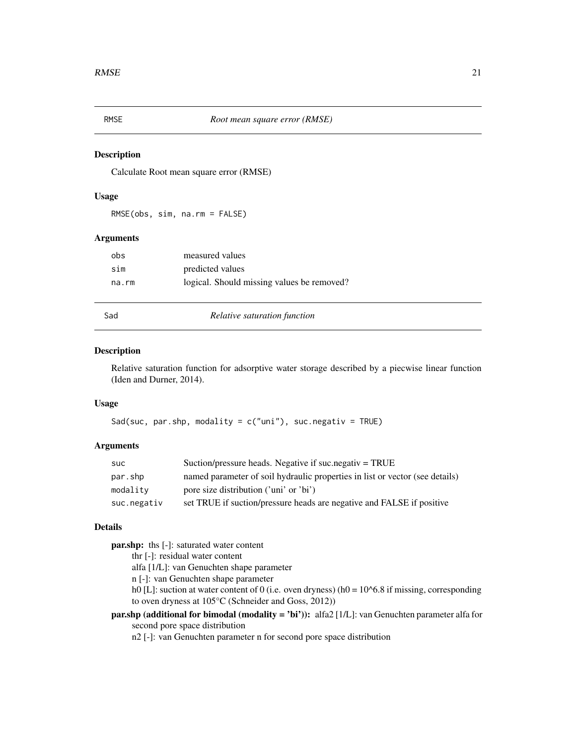## RMSE — *Root mean square error (RMSE)*

### Description

Calculate Root mean square error (RMSE)

### Usage

```
RMSE(obs, sim, na.rm = FALSE)
```

### Arguments

| | |
|---|---|
| obs | measured values |
| sim | predicted values |
| na.rm | logical. Should missing values be removed? |

## Sad — *Relative saturation function*

### Description

Relative saturation function for adsorptive water storage described by a piecwise linear function (Iden and Durner, 2014).

### Usage

```
Sad(suc, par.shp, modality = c("uni"), suc.negativ = TRUE)
```

### Arguments

| | |
|---|---|
| suc | Suction/pressure heads. Negative if suc.negativ = TRUE |
| par.shp | named parameter of soil hydraulic properties in list or vector (see details) |
| modality | pore size distribution ('uni' or 'bi') |
| suc.negativ | set TRUE if suction/pressure heads are negative and FALSE if positive |

### Details

**par.shp:** ths [-]: saturated water content
thr [-]: residual water content
alfa [1/L]: van Genuchten shape parameter
n [-]: van Genuchten shape parameter
h0 [L]: suction at water content of 0 (i.e. oven dryness) ($h0 = 10^{6.8}$ if missing, corresponding to oven dryness at 105°C (Schneider and Goss, 2012))

**par.shp (additional for bimodal (modality = 'bi')):** alfa2 [1/L]: van Genuchten parameter alfa for second pore space distribution
n2 [-]: van Genuchten parameter n for second pore space distribution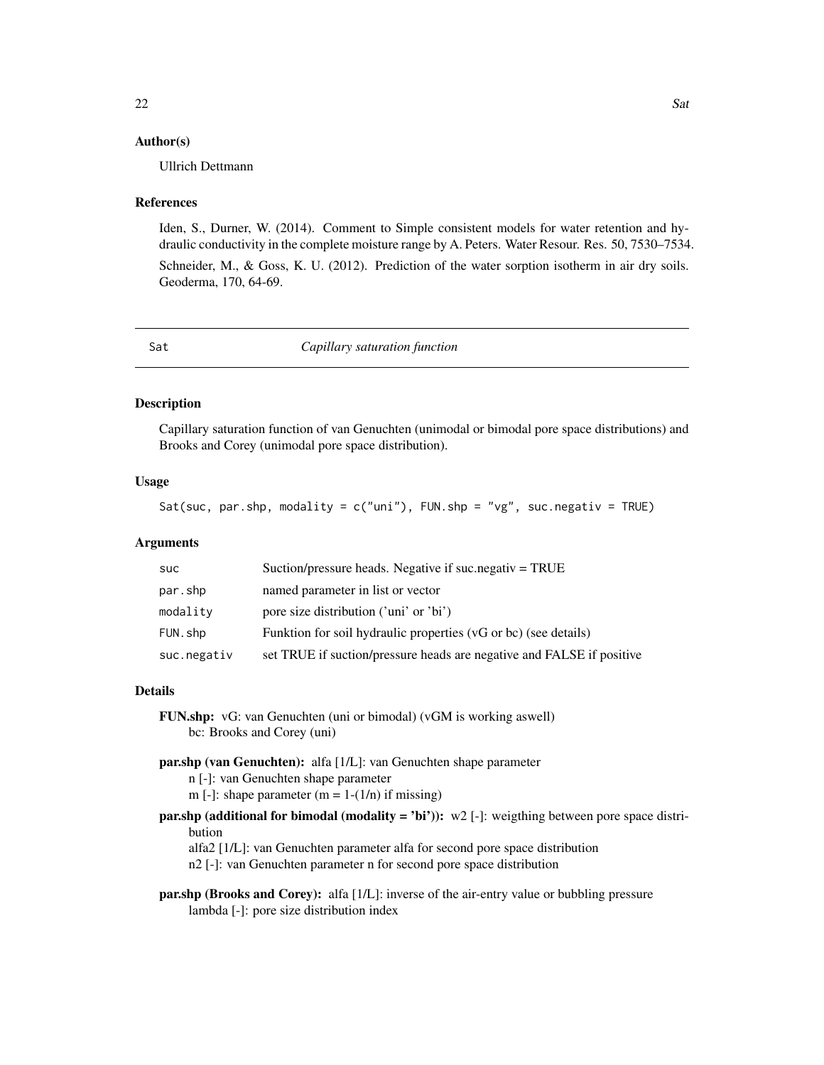### Author(s)

Ullrich Dettmann

### References

Iden, S., Durner, W. (2014). Comment to Simple consistent models for water retention and hydraulic conductivity in the complete moisture range by A. Peters. Water Resour. Res. 50, 7530–7534.

Schneider, M., & Goss, K. U. (2012). Prediction of the water sorption isotherm in air dry soils. Geoderma, 170, 64-69.

---

## Sat *Capillary saturation function*

---

### Description

Capillary saturation function of van Genuchten (unimodal or bimodal pore space distributions) and Brooks and Corey (unimodal pore space distribution).

### Usage

```
Sat(suc, par.shp, modality = c("uni"), FUN.shp = "vg", suc.negativ = TRUE)
```

### Arguments

| | |
|---|---|
| suc | Suction/pressure heads. Negative if suc.negativ = TRUE |
| par.shp | named parameter in list or vector |
| modality | pore size distribution ('uni' or 'bi') |
| FUN.shp | Funktion for soil hydraulic properties (vG or bc) (see details) |
| suc.negativ | set TRUE if suction/pressure heads are negative and FALSE if positive |

### Details

**FUN.shp:** vG: van Genuchten (uni or bimodal) (vGM is working aswell)
bc: Brooks and Corey (uni)

**par.shp (van Genuchten):** alfa [1/L]: van Genuchten shape parameter
n [-]: van Genuchten shape parameter
m [-]: shape parameter (m = 1-(1/n) if missing)

**par.shp (additional for bimodal (modality = 'bi')):** w2 [-]: weigthing between pore space distribution
alfa2 [1/L]: van Genuchten parameter alfa for second pore space distribution
n2 [-]: van Genuchten parameter n for second pore space distribution

**par.shp (Brooks and Corey):** alfa [1/L]: inverse of the air-entry value or bubbling pressure
lambda [-]: pore size distribution index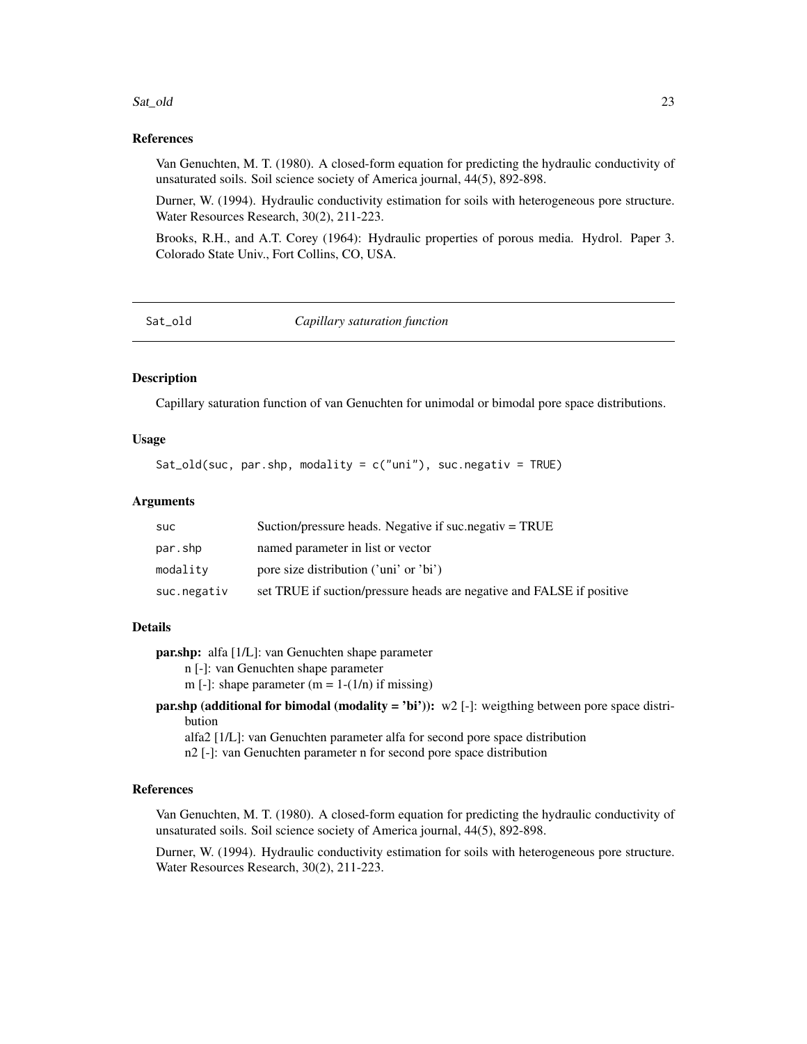### References

Van Genuchten, M. T. (1980). A closed-form equation for predicting the hydraulic conductivity of unsaturated soils. Soil science society of America journal, 44(5), 892-898.

Durner, W. (1994). Hydraulic conductivity estimation for soils with heterogeneous pore structure. Water Resources Research, 30(2), 211-223.

Brooks, R.H., and A.T. Corey (1964): Hydraulic properties of porous media. Hydrol. Paper 3. Colorado State Univ., Fort Collins, CO, USA.

---

## Sat_old — *Capillary saturation function*

### Description

Capillary saturation function of van Genuchten for unimodal or bimodal pore space distributions.

### Usage

```
Sat_old(suc, par.shp, modality = c("uni"), suc.negativ = TRUE)
```

### Arguments

| | |
|---|---|
| suc | Suction/pressure heads. Negative if suc.negativ = TRUE |
| par.shp | named parameter in list or vector |
| modality | pore size distribution ('uni' or 'bi') |
| suc.negativ | set TRUE if suction/pressure heads are negative and FALSE if positive |

### Details

**par.shp:** alfa [1/L]: van Genuchten shape parameter
n [-]: van Genuchten shape parameter
m [-]: shape parameter (m = 1-(1/n) if missing)

**par.shp (additional for bimodal (modality = 'bi')):** w2 [-]: weigthing between pore space distribution
alfa2 [1/L]: van Genuchten parameter alfa for second pore space distribution
n2 [-]: van Genuchten parameter n for second pore space distribution

### References

Van Genuchten, M. T. (1980). A closed-form equation for predicting the hydraulic conductivity of unsaturated soils. Soil science society of America journal, 44(5), 892-898.

Durner, W. (1994). Hydraulic conductivity estimation for soils with heterogeneous pore structure. Water Resources Research, 30(2), 211-223.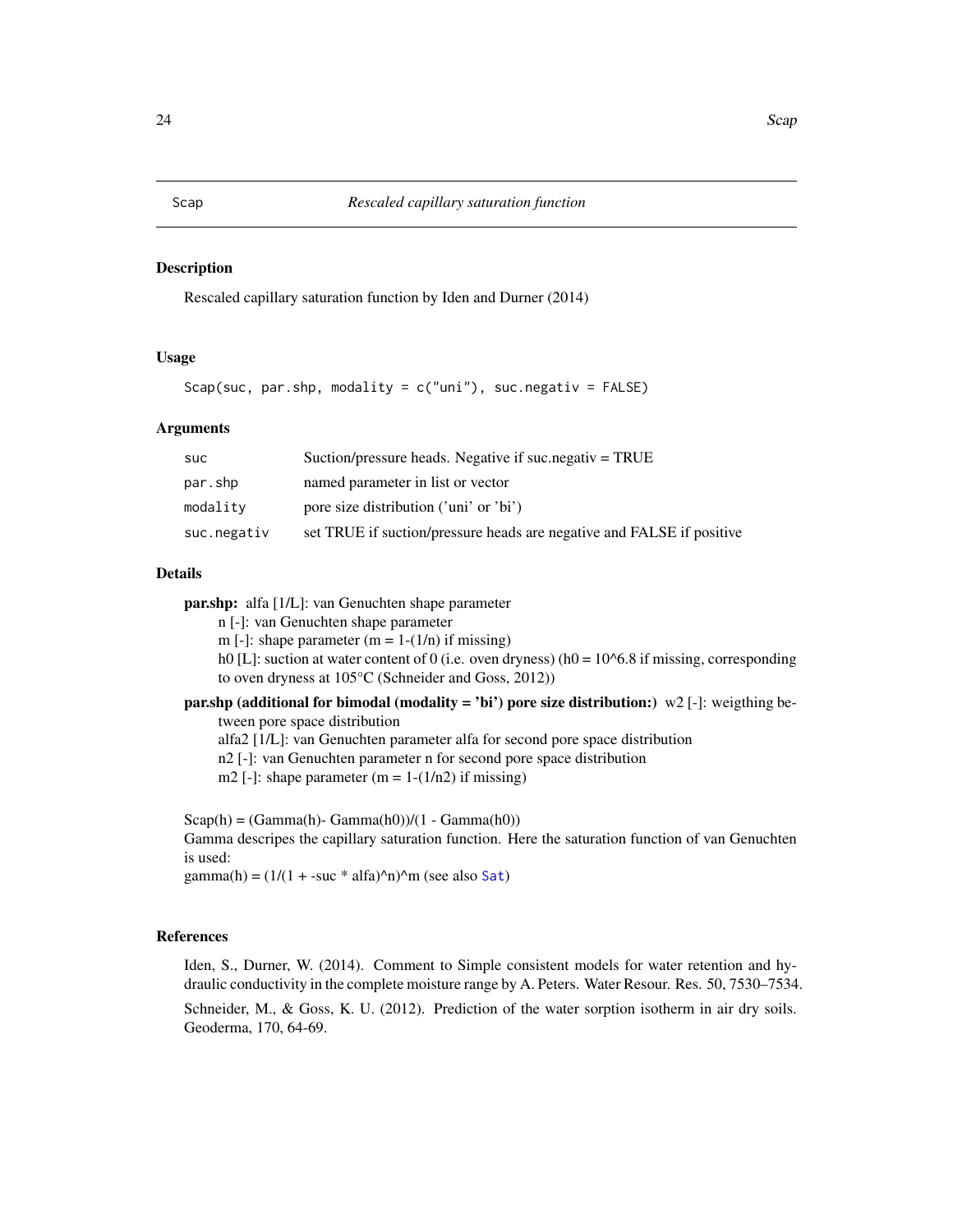# Scap — *Rescaled capillary saturation function*

## Description

Rescaled capillary saturation function by Iden and Durner (2014)

## Usage

```
Scap(suc, par.shp, modality = c("uni"), suc.negativ = FALSE)
```

## Arguments

| | |
|---|---|
| suc | Suction/pressure heads. Negative if suc.negativ = TRUE |
| par.shp | named parameter in list or vector |
| modality | pore size distribution ('uni' or 'bi') |
| suc.negativ | set TRUE if suction/pressure heads are negative and FALSE if positive |

## Details

**par.shp:** alfa [1/L]: van Genuchten shape parameter
n [-]: van Genuchten shape parameter
m [-]: shape parameter (m = 1-(1/n) if missing)
h0 [L]: suction at water content of 0 (i.e. oven dryness) (h0 = 10^6.8 if missing, corresponding to oven dryness at 105°C (Schneider and Goss, 2012))

**par.shp (additional for bimodal (modality = 'bi') pore size distribution:)** w2 [-]: weigthing between pore space distribution
alfa2 [1/L]: van Genuchten parameter alfa for second pore space distribution
n2 [-]: van Genuchten parameter n for second pore space distribution
m2 [-]: shape parameter (m = 1-(1/n2) if missing)

Scap(h) = (Gamma(h)- Gamma(h0))/(1 - Gamma(h0))
Gamma descripes the capillary saturation function. Here the saturation function of van Genuchten is used:
gamma(h) = (1/(1 + -suc * alfa)^n)^m (see also Sat)

## References

Iden, S., Durner, W. (2014). Comment to Simple consistent models for water retention and hydraulic conductivity in the complete moisture range by A. Peters. Water Resour. Res. 50, 7530–7534.

Schneider, M., & Goss, K. U. (2012). Prediction of the water sorption isotherm in air dry soils. Geoderma, 170, 64-69.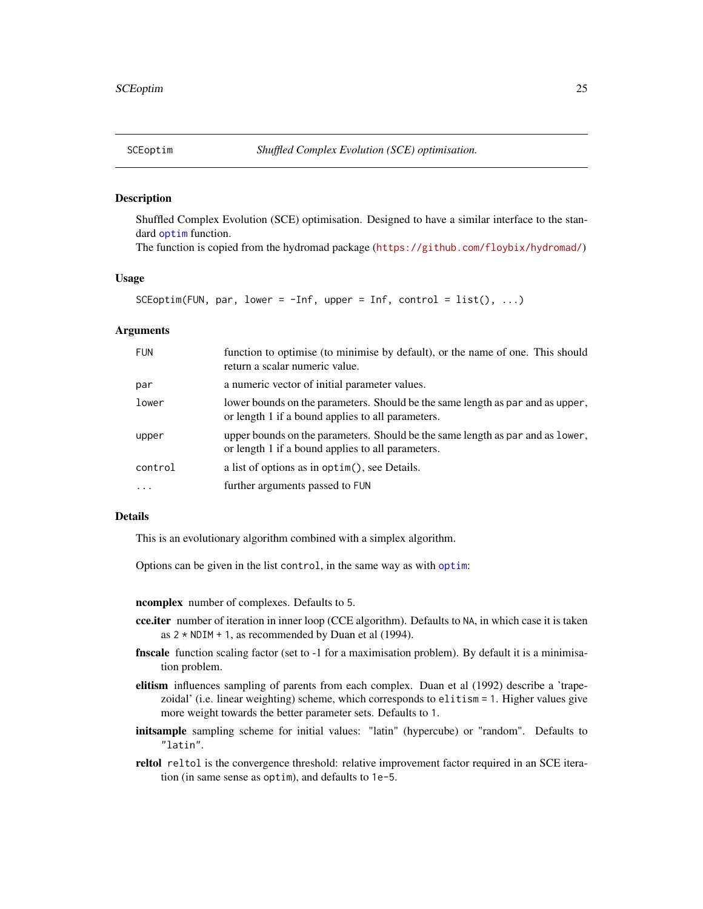# SCEoptim — *Shuffled Complex Evolution (SCE) optimisation.*

## Description

Shuffled Complex Evolution (SCE) optimisation. Designed to have a similar interface to the standard optim function.
The function is copied from the hydromad package (https://github.com/floybix/hydromad/)

## Usage

```
SCEoptim(FUN, par, lower = -Inf, upper = Inf, control = list(), ...)
```

## Arguments

| | |
|---|---|
| FUN | function to optimise (to minimise by default), or the name of one. This should return a scalar numeric value. |
| par | a numeric vector of initial parameter values. |
| lower | lower bounds on the parameters. Should be the same length as par and as upper, or length 1 if a bound applies to all parameters. |
| upper | upper bounds on the parameters. Should be the same length as par and as lower, or length 1 if a bound applies to all parameters. |
| control | a list of options as in optim(), see Details. |
| ... | further arguments passed to FUN |

## Details

This is an evolutionary algorithm combined with a simplex algorithm.

Options can be given in the list control, in the same way as with optim:

**ncomplex** number of complexes. Defaults to 5.

**cce.iter** number of iteration in inner loop (CCE algorithm). Defaults to NA, in which case it is taken as 2 * NDIM + 1, as recommended by Duan et al (1994).

**fnscale** function scaling factor (set to -1 for a maximisation problem). By default it is a minimisation problem.

**elitism** influences sampling of parents from each complex. Duan et al (1992) describe a 'trapezoidal' (i.e. linear weighting) scheme, which corresponds to elitism = 1. Higher values give more weight towards the better parameter sets. Defaults to 1.

**initsample** sampling scheme for initial values: "latin" (hypercube) or "random". Defaults to "latin".

**reltol** reltol is the convergence threshold: relative improvement factor required in an SCE iteration (in same sense as optim), and defaults to 1e-5.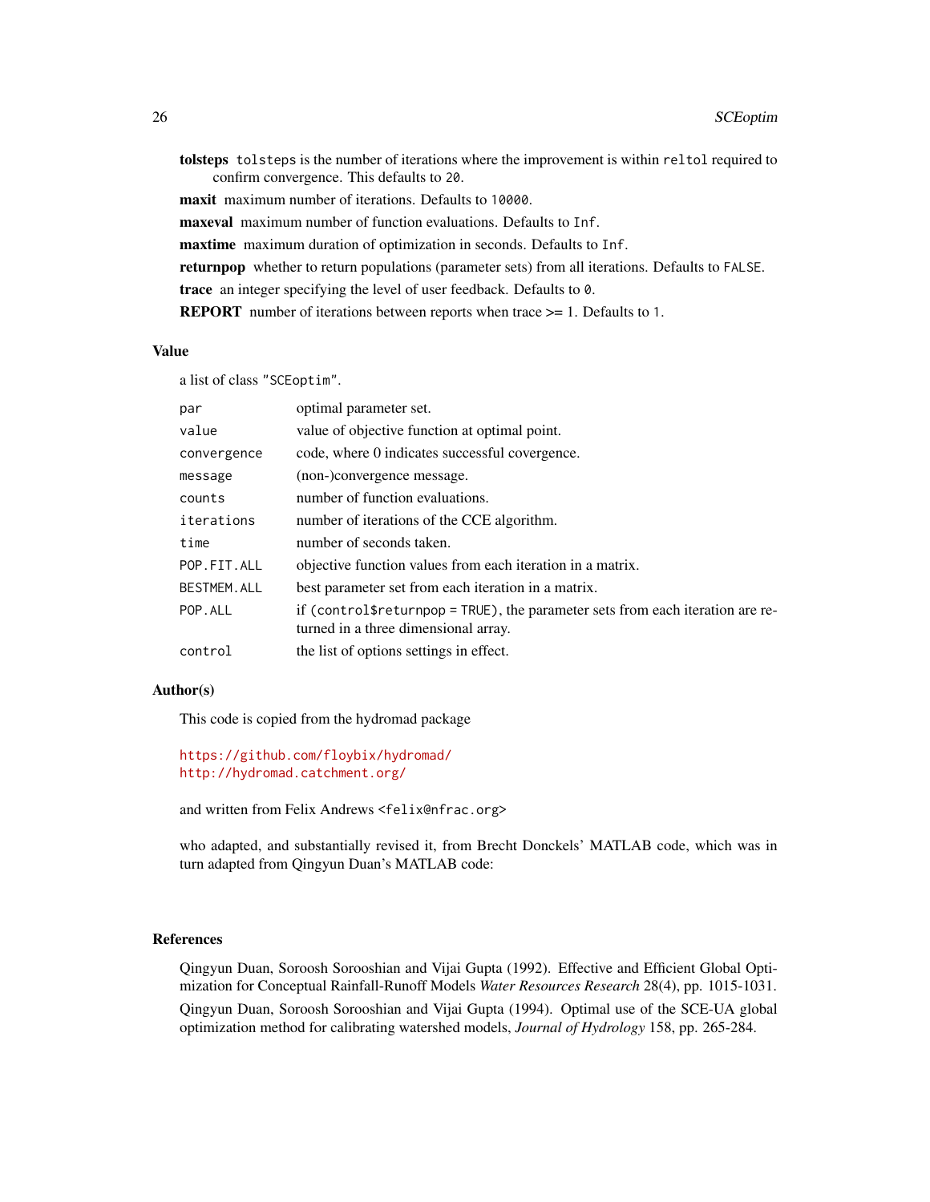**tolsteps** `tolsteps` is the number of iterations where the improvement is within `reltol` required to confirm convergence. This defaults to `20`.

**maxit** maximum number of iterations. Defaults to `10000`.

**maxeval** maximum number of function evaluations. Defaults to `Inf`.

**maxtime** maximum duration of optimization in seconds. Defaults to `Inf`.

**returnpop** whether to return populations (parameter sets) from all iterations. Defaults to `FALSE`.

**trace** an integer specifying the level of user feedback. Defaults to `0`.

**REPORT** number of iterations between reports when trace >= 1. Defaults to `1`.

## Value

a list of class `"SCEoptim"`.

| | |
|---|---|
| `par` | optimal parameter set. |
| `value` | value of objective function at optimal point. |
| `convergence` | code, where 0 indicates successful covergence. |
| `message` | (non-)convergence message. |
| `counts` | number of function evaluations. |
| `iterations` | number of iterations of the CCE algorithm. |
| `time` | number of seconds taken. |
| `POP.FIT.ALL` | objective function values from each iteration in a matrix. |
| `BESTMEM.ALL` | best parameter set from each iteration in a matrix. |
| `POP.ALL` | if `(control$returnpop = TRUE)`, the parameter sets from each iteration are returned in a three dimensional array. |
| `control` | the list of options settings in effect. |

## Author(s)

This code is copied from the hydromad package

https://github.com/floybix/hydromad/
http://hydromad.catchment.org/

and written from Felix Andrews <felix@nfrac.org>

who adapted, and substantially revised it, from Brecht Donckels' MATLAB code, which was in turn adapted from Qingyun Duan's MATLAB code:

## References

Qingyun Duan, Soroosh Sorooshian and Vijai Gupta (1992). Effective and Efficient Global Optimization for Conceptual Rainfall-Runoff Models *Water Resources Research* 28(4), pp. 1015-1031.

Qingyun Duan, Soroosh Sorooshian and Vijai Gupta (1994). Optimal use of the SCE-UA global optimization method for calibrating watershed models, *Journal of Hydrology* 158, pp. 265-284.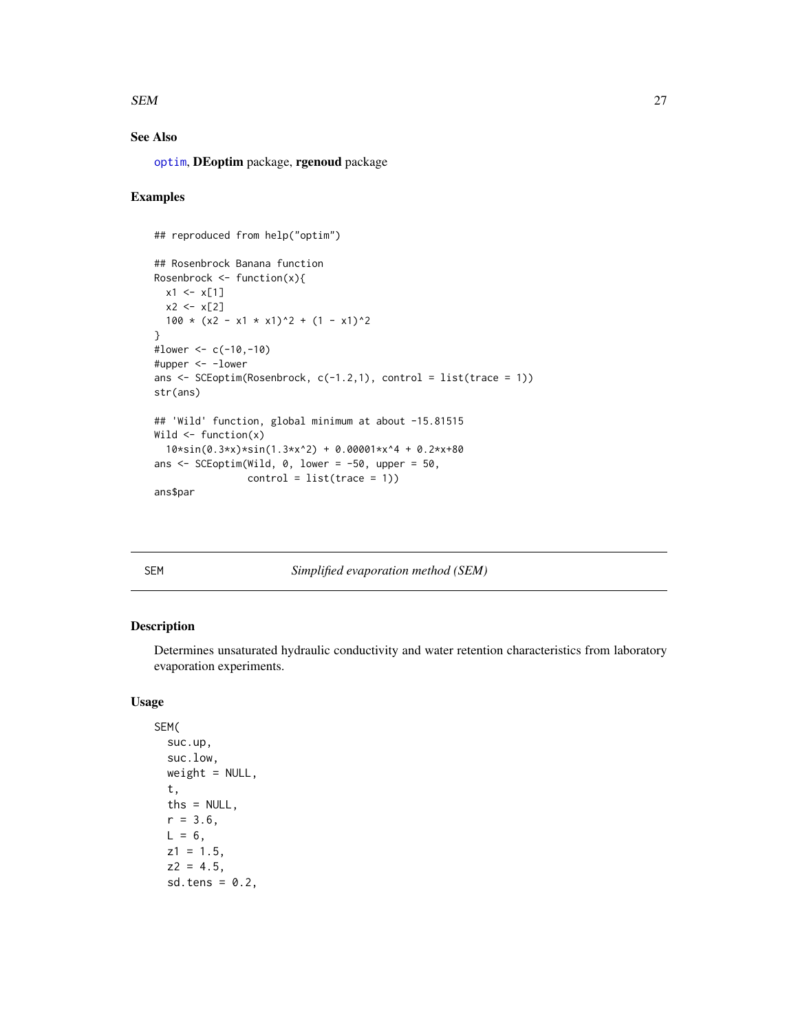## See Also

optim, **DEoptim** package, **rgenoud** package

## Examples

```
## reproduced from help("optim")

## Rosenbrock Banana function
Rosenbrock <- function(x){
  x1 <- x[1]
  x2 <- x[2]
  100 * (x2 - x1 * x1)^2 + (1 - x1)^2
}
#lower <- c(-10,-10)
#upper <- -lower
ans <- SCEoptim(Rosenbrock, c(-1.2,1), control = list(trace = 1))
str(ans)

## 'Wild' function, global minimum at about -15.81515
Wild <- function(x)
  10*sin(0.3*x)*sin(1.3*x^2) + 0.00001*x^4 + 0.2*x+80
ans <- SCEoptim(Wild, 0, lower = -50, upper = 50,
               control = list(trace = 1))
ans$par
```

---

# SEM — *Simplified evaporation method (SEM)*

## Description

Determines unsaturated hydraulic conductivity and water retention characteristics from laboratory evaporation experiments.

## Usage

```
SEM(
  suc.up,
  suc.low,
  weight = NULL,
  t,
  ths = NULL,
  r = 3.6,
  L = 6,
  z1 = 1.5,
  z2 = 4.5,
  sd.tens = 0.2,
```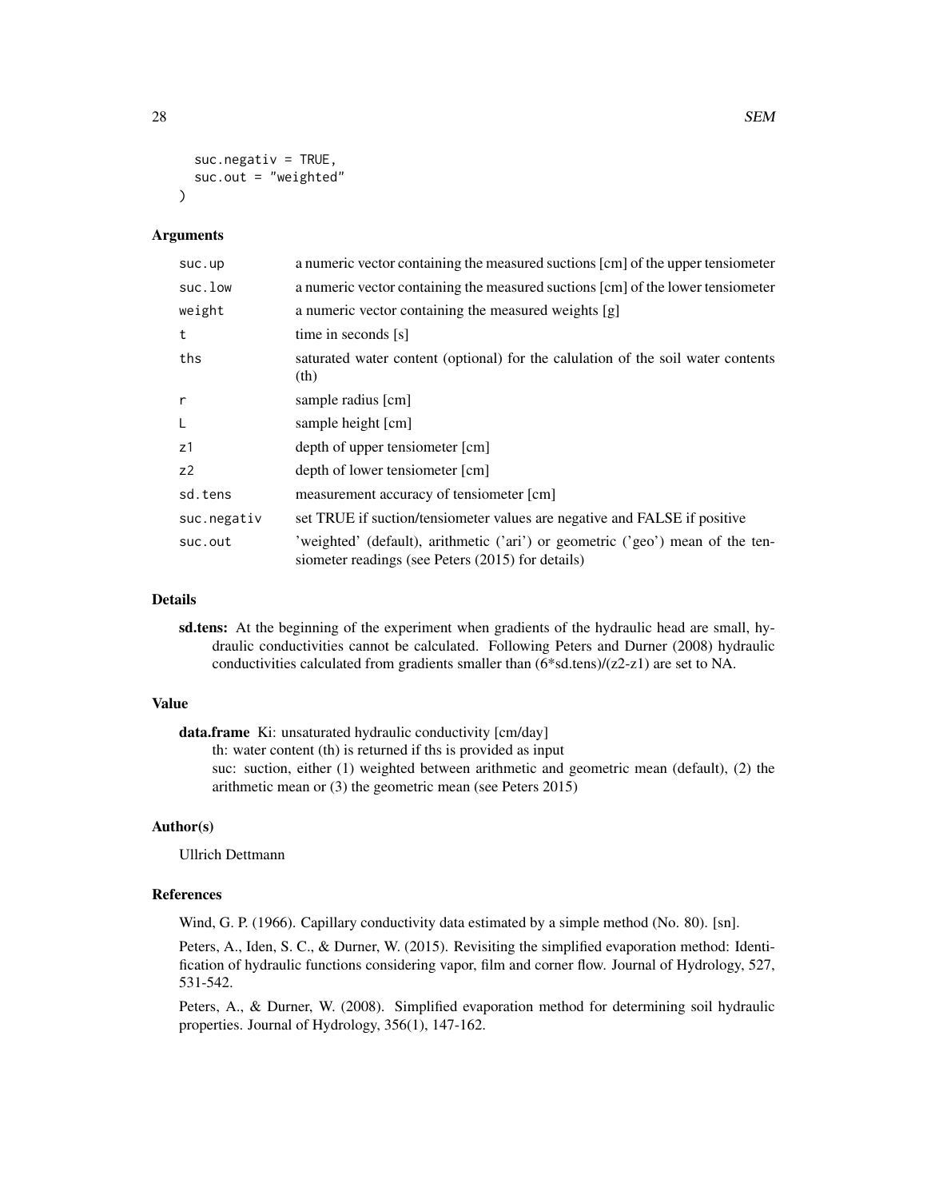```
  suc.negativ = TRUE,
  suc.out = "weighted"
)
```

### Arguments

| | |
|---|---|
| suc.up | a numeric vector containing the measured suctions [cm] of the upper tensiometer |
| suc.low | a numeric vector containing the measured suctions [cm] of the lower tensiometer |
| weight | a numeric vector containing the measured weights [g] |
| t | time in seconds [s] |
| ths | saturated water content (optional) for the calulation of the soil water contents (th) |
| r | sample radius [cm] |
| L | sample height [cm] |
| z1 | depth of upper tensiometer [cm] |
| z2 | depth of lower tensiometer [cm] |
| sd.tens | measurement accuracy of tensiometer [cm] |
| suc.negativ | set TRUE if suction/tensiometer values are negative and FALSE if positive |
| suc.out | 'weighted' (default), arithmetic ('ari') or geometric ('geo') mean of the tensiometer readings (see Peters (2015) for details) |

### Details

**sd.tens:** At the beginning of the experiment when gradients of the hydraulic head are small, hydraulic conductivities cannot be calculated. Following Peters and Durner (2008) hydraulic conductivities calculated from gradients smaller than (6*sd.tens)/(z2-z1) are set to NA.

### Value

**data.frame** Ki: unsaturated hydraulic conductivity [cm/day]
th: water content (th) is returned if ths is provided as input
suc: suction, either (1) weighted between arithmetic and geometric mean (default), (2) the arithmetic mean or (3) the geometric mean (see Peters 2015)

### Author(s)

Ullrich Dettmann

### References

Wind, G. P. (1966). Capillary conductivity data estimated by a simple method (No. 80). [sn].

Peters, A., Iden, S. C., & Durner, W. (2015). Revisiting the simplified evaporation method: Identification of hydraulic functions considering vapor, film and corner flow. Journal of Hydrology, 527, 531-542.

Peters, A., & Durner, W. (2008). Simplified evaporation method for determining soil hydraulic properties. Journal of Hydrology, 356(1), 147-162.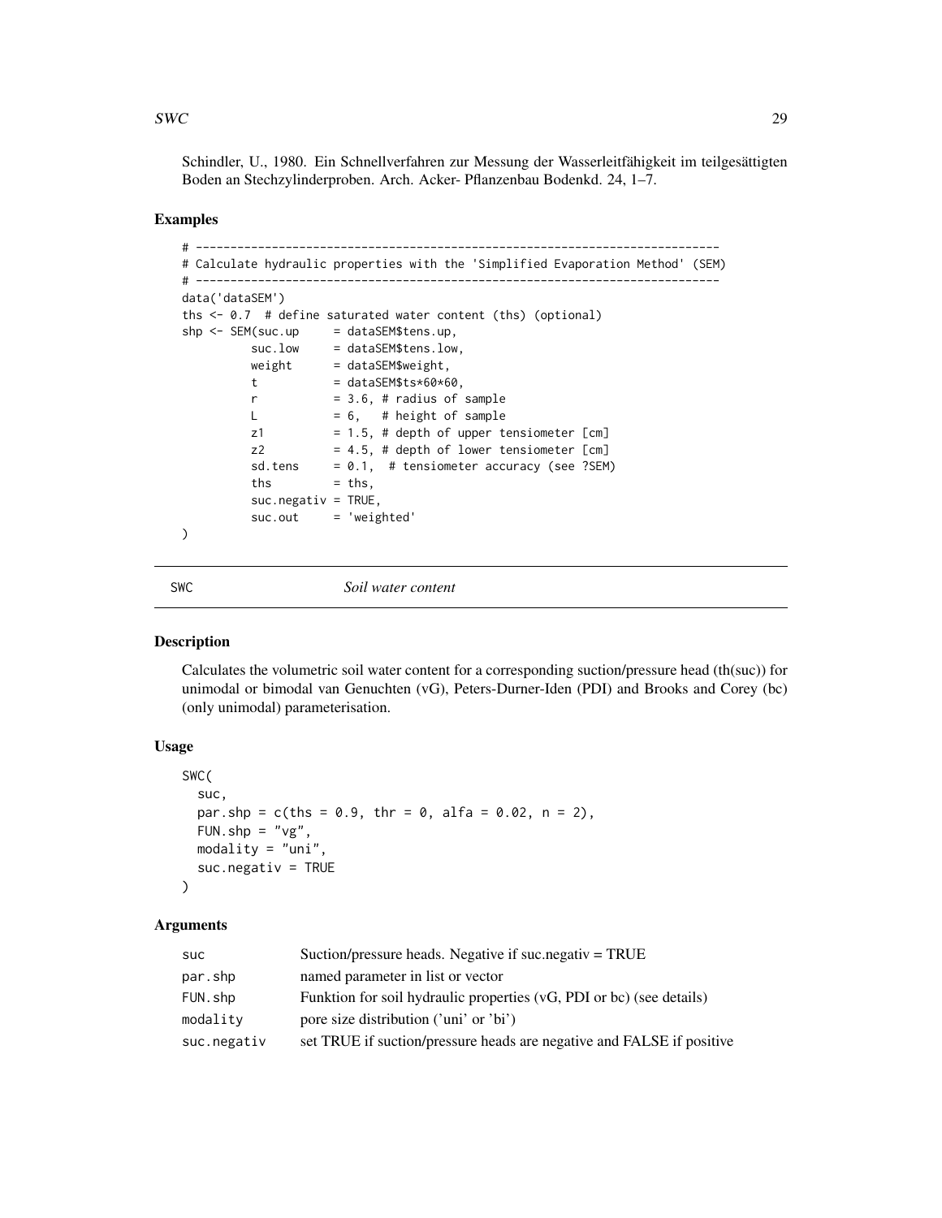Schindler, U., 1980. Ein Schnellverfahren zur Messung der Wasserleitfähigkeit im teilgesättigten Boden an Stechzylinderproben. Arch. Acker- Pflanzenbau Bodenkd. 24, 1–7.

### Examples

```
# --------------------------------------------------------------------------
# Calculate hydraulic properties with the 'Simplified Evaporation Method' (SEM)
# --------------------------------------------------------------------------
data('dataSEM')
ths <- 0.7  # define saturated water content (ths) (optional)
shp <- SEM(suc.up     = dataSEM$tens.up,
          suc.low     = dataSEM$tens.low,
          weight      = dataSEM$weight,
          t           = dataSEM$ts*60*60,
          r           = 3.6, # radius of sample
          L           = 6,   # height of sample
          z1          = 1.5, # depth of upper tensiometer [cm]
          z2          = 4.5, # depth of lower tensiometer [cm]
          sd.tens     = 0.1,  # tensiometer accuracy (see ?SEM)
          ths         = ths,
          suc.negativ = TRUE,
          suc.out     = 'weighted'
)
```

## SWC — *Soil water content*

### Description

Calculates the volumetric soil water content for a corresponding suction/pressure head (th(suc)) for unimodal or bimodal van Genuchten (vG), Peters-Durner-Iden (PDI) and Brooks and Corey (bc) (only unimodal) parameterisation.

### Usage

```
SWC(
  suc,
  par.shp = c(ths = 0.9, thr = 0, alfa = 0.02, n = 2),
  FUN.shp = "vg",
  modality = "uni",
  suc.negativ = TRUE
)
```

### Arguments

| | |
|---|---|
| suc | Suction/pressure heads. Negative if suc.negativ = TRUE |
| par.shp | named parameter in list or vector |
| FUN.shp | Funktion for soil hydraulic properties (vG, PDI or bc) (see details) |
| modality | pore size distribution ('uni' or 'bi') |
| suc.negativ | set TRUE if suction/pressure heads are negative and FALSE if positive |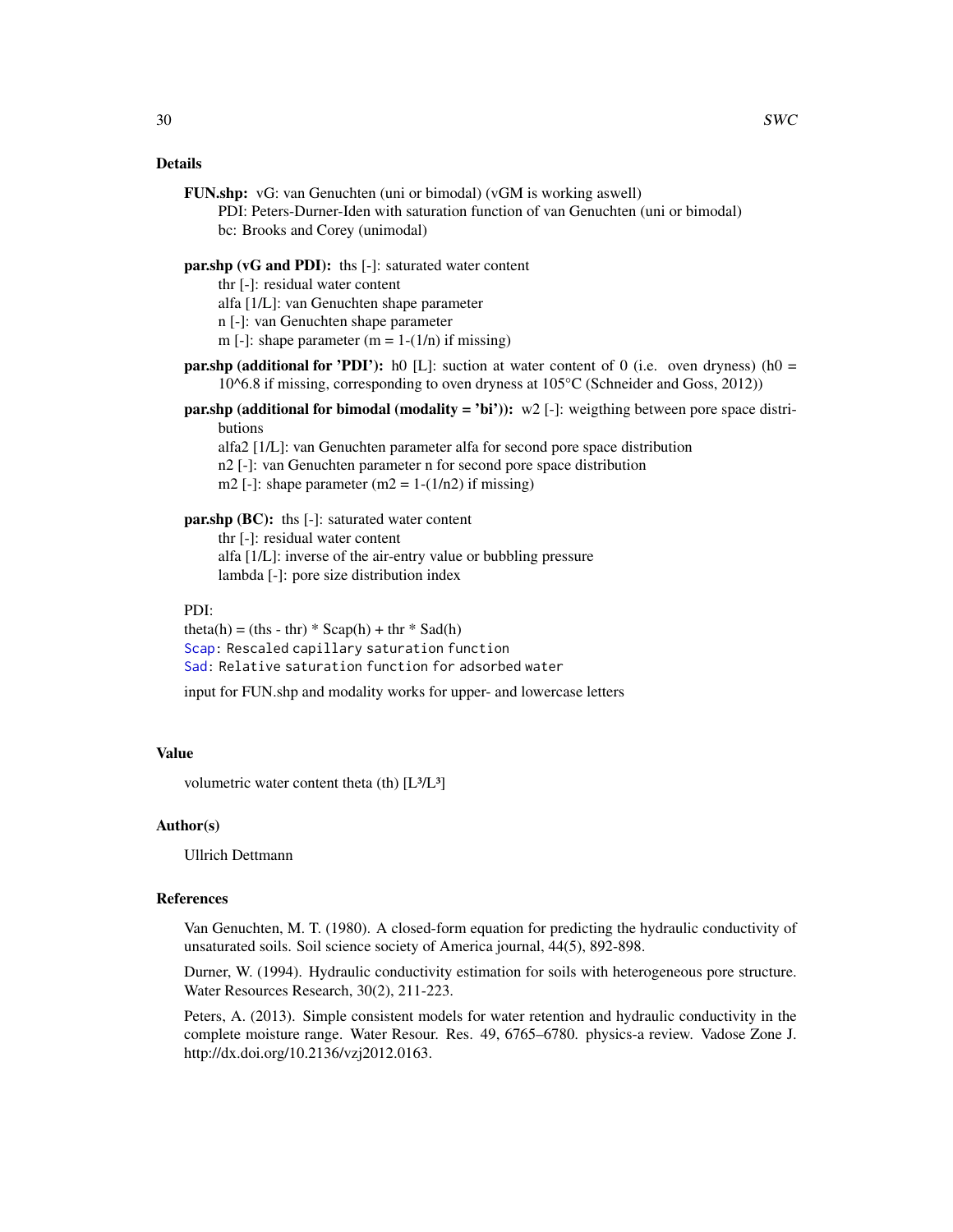### Details

**FUN.shp:** vG: van Genuchten (uni or bimodal) (vGM is working aswell)
PDI: Peters-Durner-Iden with saturation function of van Genuchten (uni or bimodal)
bc: Brooks and Corey (unimodal)

**par.shp (vG and PDI):** ths [-]: saturated water content
thr [-]: residual water content
alfa [1/L]: van Genuchten shape parameter
n [-]: van Genuchten shape parameter
m [-]: shape parameter (m = 1-(1/n) if missing)

**par.shp (additional for 'PDI'):** h0 [L]: suction at water content of 0 (i.e. oven dryness) (h0 = 10^6.8 if missing, corresponding to oven dryness at 105°C (Schneider and Goss, 2012))

**par.shp (additional for bimodal (modality = 'bi')):** w2 [-]: weigthing between pore space distributions
alfa2 [1/L]: van Genuchten parameter alfa for second pore space distribution
n2 [-]: van Genuchten parameter n for second pore space distribution
m2 [-]: shape parameter (m2 = 1-(1/n2) if missing)

**par.shp (BC):** ths [-]: saturated water content
thr [-]: residual water content
alfa [1/L]: inverse of the air-entry value or bubbling pressure
lambda [-]: pore size distribution index

PDI:
theta(h) = (ths - thr) * Scap(h) + thr * Sad(h)
`Scap`: Rescaled capillary saturation function
`Sad`: Relative saturation function for adsorbed water

input for FUN.shp and modality works for upper- and lowercase letters

### Value

volumetric water content theta (th) [$L^3/L^3$]

### Author(s)

Ullrich Dettmann

### References

Van Genuchten, M. T. (1980). A closed-form equation for predicting the hydraulic conductivity of unsaturated soils. Soil science society of America journal, 44(5), 892-898.

Durner, W. (1994). Hydraulic conductivity estimation for soils with heterogeneous pore structure. Water Resources Research, 30(2), 211-223.

Peters, A. (2013). Simple consistent models for water retention and hydraulic conductivity in the complete moisture range. Water Resour. Res. 49, 6765–6780. physics-a review. Vadose Zone J. http://dx.doi.org/10.2136/vzj2012.0163.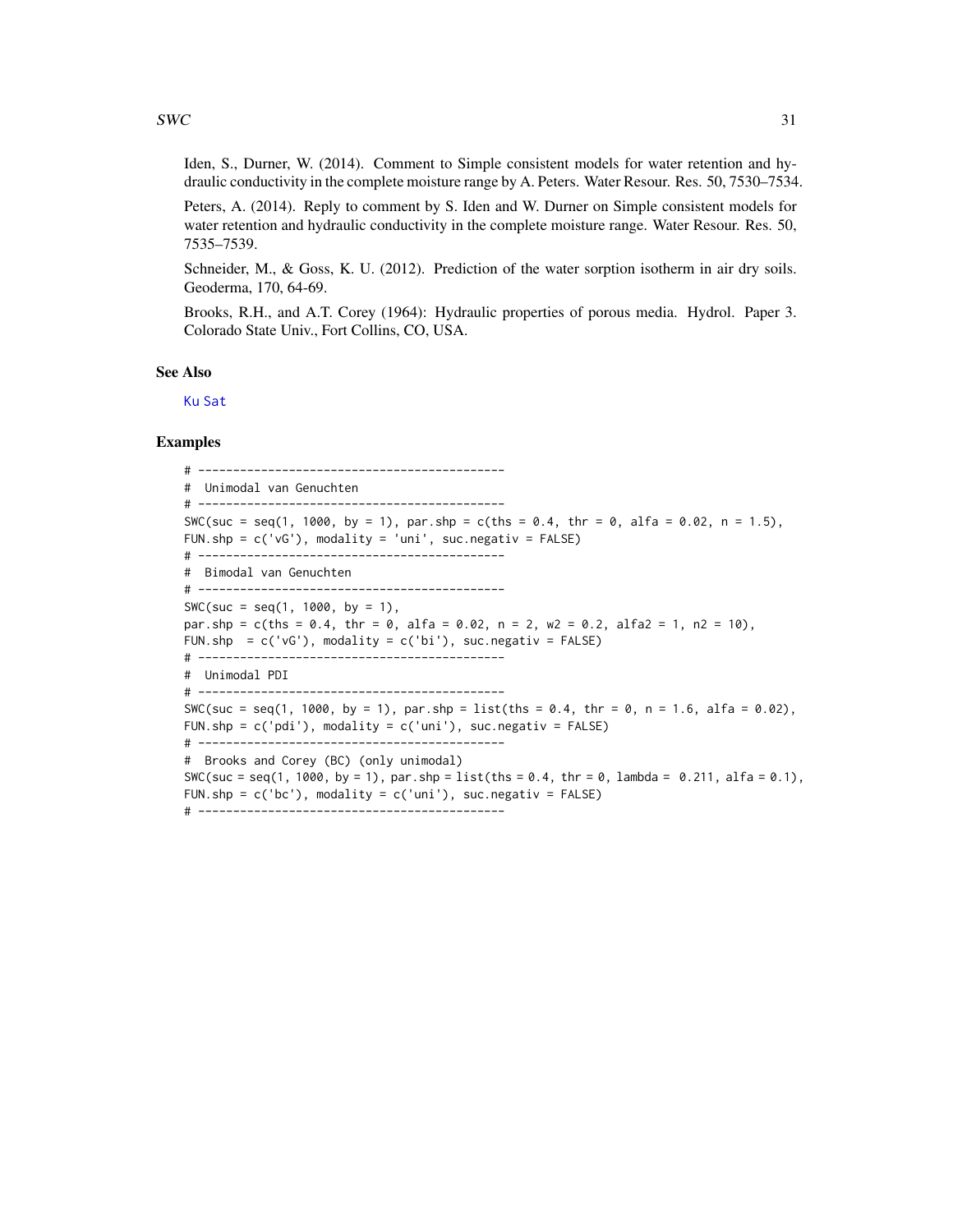Iden, S., Durner, W. (2014). Comment to Simple consistent models for water retention and hydraulic conductivity in the complete moisture range by A. Peters. Water Resour. Res. 50, 7530–7534.

Peters, A. (2014). Reply to comment by S. Iden and W. Durner on Simple consistent models for water retention and hydraulic conductivity in the complete moisture range. Water Resour. Res. 50, 7535–7539.

Schneider, M., & Goss, K. U. (2012). Prediction of the water sorption isotherm in air dry soils. Geoderma, 170, 64-69.

Brooks, R.H., and A.T. Corey (1964): Hydraulic properties of porous media. Hydrol. Paper 3. Colorado State Univ., Fort Collins, CO, USA.

## See Also

Ku Sat

## Examples

```
# --------------------------------------------
#  Unimodal van Genuchten
# --------------------------------------------
SWC(suc = seq(1, 1000, by = 1), par.shp = c(ths = 0.4, thr = 0, alfa = 0.02, n = 1.5),
FUN.shp = c('vG'), modality = 'uni', suc.negativ = FALSE)
# --------------------------------------------
#  Bimodal van Genuchten
# --------------------------------------------
SWC(suc = seq(1, 1000, by = 1),
par.shp = c(ths = 0.4, thr = 0, alfa = 0.02, n = 2, w2 = 0.2, alfa2 = 1, n2 = 10),
FUN.shp  = c('vG'), modality = c('bi'), suc.negativ = FALSE)
# --------------------------------------------
#  Unimodal PDI
# --------------------------------------------
SWC(suc = seq(1, 1000, by = 1), par.shp = list(ths = 0.4, thr = 0, n = 1.6, alfa = 0.02),
FUN.shp = c('pdi'), modality = c('uni'), suc.negativ = FALSE)
# --------------------------------------------
#  Brooks and Corey (BC) (only unimodal)
SWC(suc = seq(1, 1000, by = 1), par.shp = list(ths = 0.4, thr = 0, lambda =  0.211, alfa = 0.1),
FUN.shp = c('bc'), modality = c('uni'), suc.negativ = FALSE)
# --------------------------------------------
```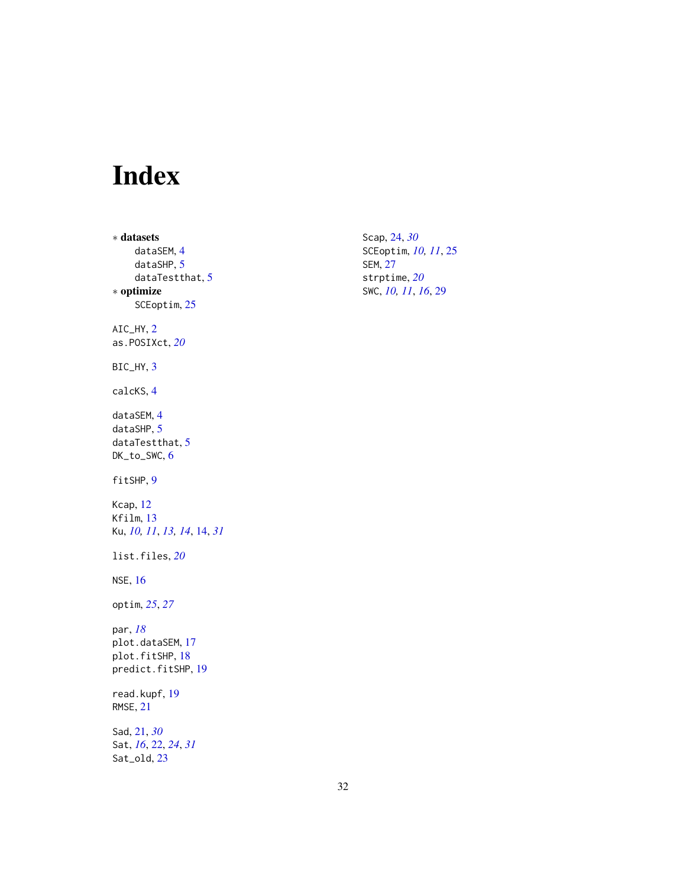# Index

* **datasets**
    - dataSEM, 4
    - dataSHP, 5
    - dataTestthat, 5
* **optimize**
    - SCEoptim, 25

AIC_HY, 2
as.POSIXct, *20*

BIC_HY, 3

calcKS, 4

dataSEM, 4
dataSHP, 5
dataTestthat, 5
DK_to_SWC, 6

fitSHP, 9

Kcap, 12
Kfilm, 13
Ku, *10, 11*, *13, 14*, 14, *31*

list.files, *20*

NSE, 16

optim, *25*, *27*

par, *18*
plot.dataSEM, 17
plot.fitSHP, 18
predict.fitSHP, 19

read.kupf, 19
RMSE, 21

Sad, 21, *30*
Sat, *16*, 22, *24*, *31*
Sat_old, 23
Scap, 24, *30*
SCEoptim, *10, 11*, 25
SEM, 27
strptime, *20*
SWC, *10, 11*, *16*, 29